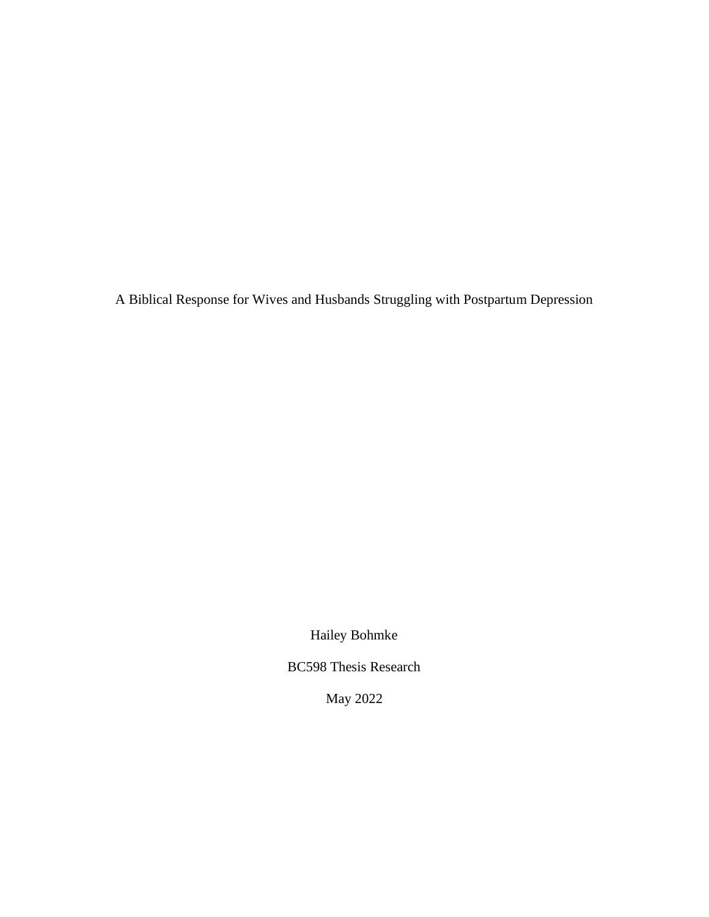# A Biblical Response for Wives and Husbands Struggling with Postpartum Depression

Hailey Bohmke

BC598 Thesis Research

May 2022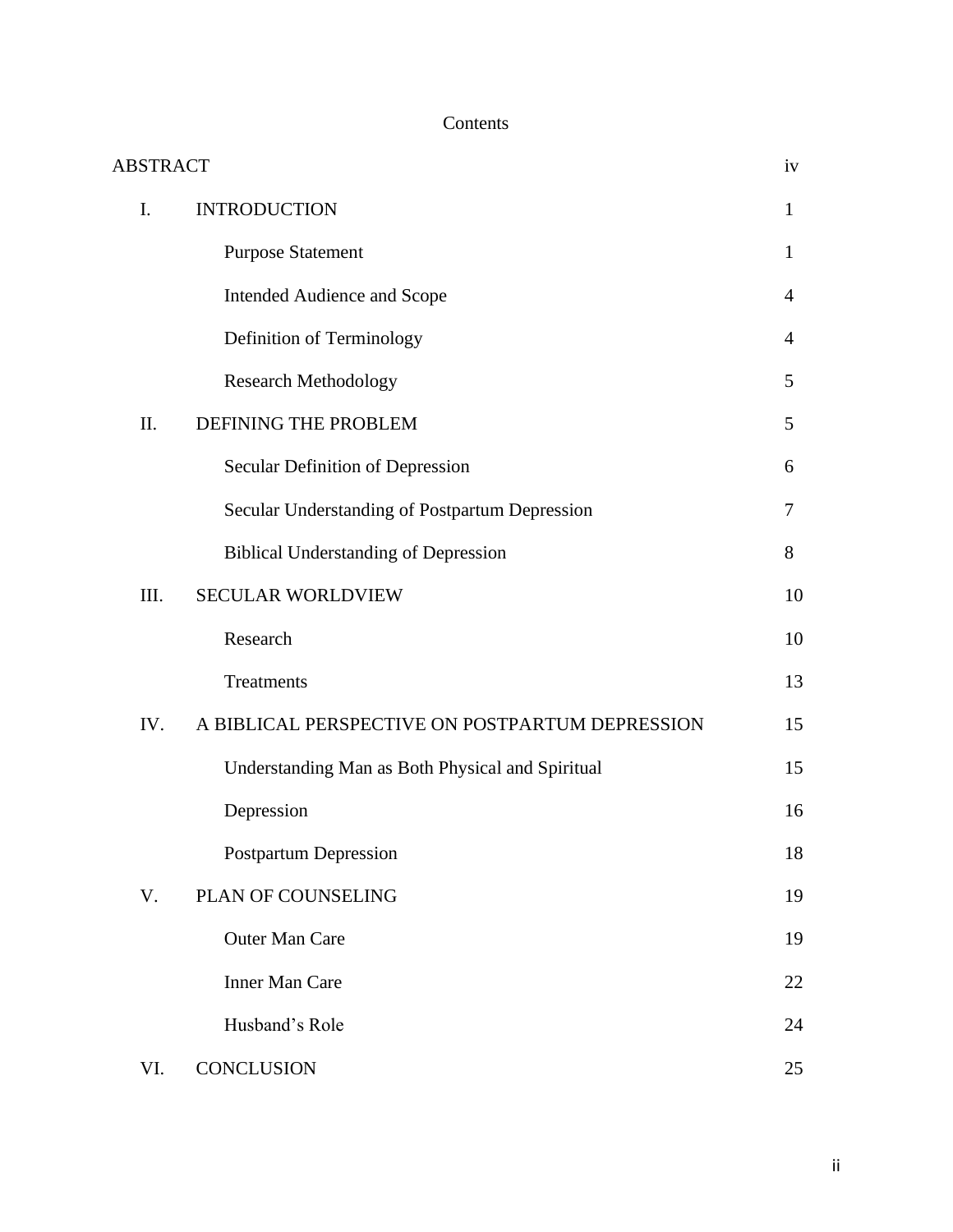# Contents

| | | |
|---|---|---|
| ABSTRACT | | iv |
| I. | INTRODUCTION | 1 |
| | Purpose Statement | 1 |
| | Intended Audience and Scope | 4 |
| | Definition of Terminology | 4 |
| | Research Methodology | 5 |
| II. | DEFINING THE PROBLEM | 5 |
| | Secular Definition of Depression | 6 |
| | Secular Understanding of Postpartum Depression | 7 |
| | Biblical Understanding of Depression | 8 |
| III. | SECULAR WORLDVIEW | 10 |
| | Research | 10 |
| | Treatments | 13 |
| IV. | A BIBLICAL PERSPECTIVE ON POSTPARTUM DEPRESSION | 15 |
| | Understanding Man as Both Physical and Spiritual | 15 |
| | Depression | 16 |
| | Postpartum Depression | 18 |
| V. | PLAN OF COUNSELING | 19 |
| | Outer Man Care | 19 |
| | Inner Man Care | 22 |
| | Husband's Role | 24 |
| VI. | CONCLUSION | 25 |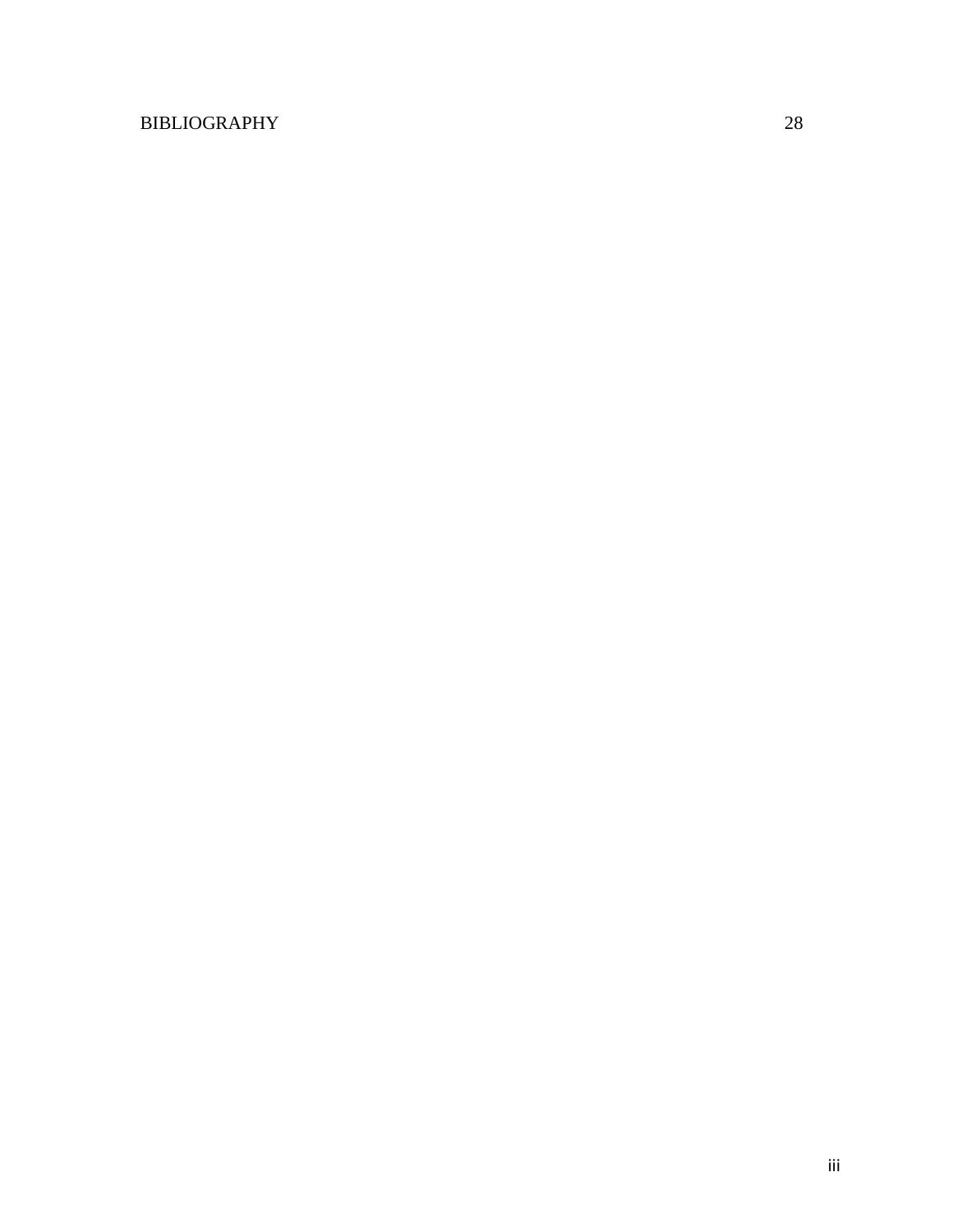BIBLIOGRAPHY 28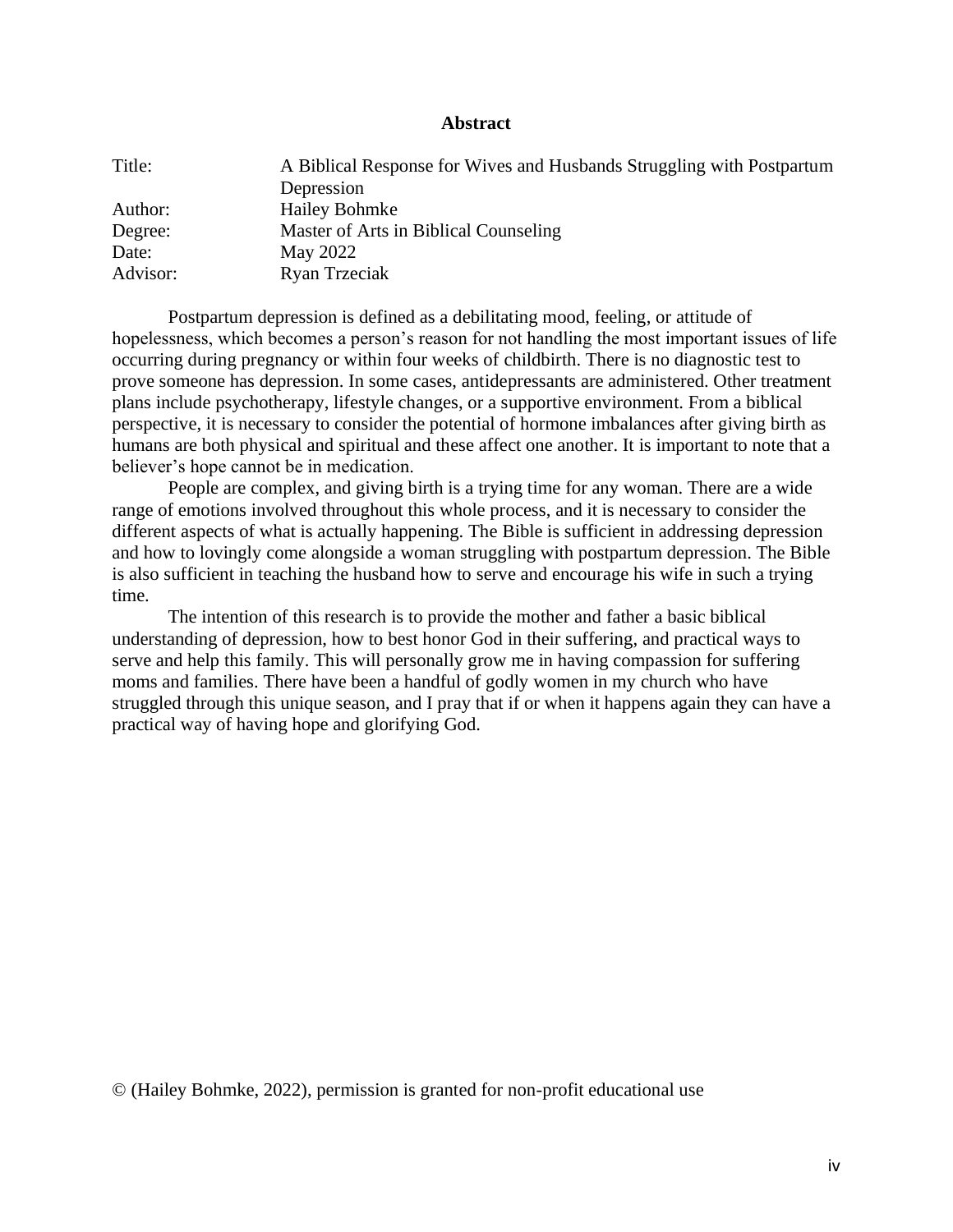# Abstract

| | |
|---|---|
| Title: | A Biblical Response for Wives and Husbands Struggling with Postpartum Depression |
| Author: | Hailey Bohmke |
| Degree: | Master of Arts in Biblical Counseling |
| Date: | May 2022 |
| Advisor: | Ryan Trzeciak |

Postpartum depression is defined as a debilitating mood, feeling, or attitude of hopelessness, which becomes a person's reason for not handling the most important issues of life occurring during pregnancy or within four weeks of childbirth. There is no diagnostic test to prove someone has depression. In some cases, antidepressants are administered. Other treatment plans include psychotherapy, lifestyle changes, or a supportive environment. From a biblical perspective, it is necessary to consider the potential of hormone imbalances after giving birth as humans are both physical and spiritual and these affect one another. It is important to note that a believer's hope cannot be in medication.

People are complex, and giving birth is a trying time for any woman. There are a wide range of emotions involved throughout this whole process, and it is necessary to consider the different aspects of what is actually happening. The Bible is sufficient in addressing depression and how to lovingly come alongside a woman struggling with postpartum depression. The Bible is also sufficient in teaching the husband how to serve and encourage his wife in such a trying time.

The intention of this research is to provide the mother and father a basic biblical understanding of depression, how to best honor God in their suffering, and practical ways to serve and help this family. This will personally grow me in having compassion for suffering moms and families. There have been a handful of godly women in my church who have struggled through this unique season, and I pray that if or when it happens again they can have a practical way of having hope and glorifying God.

© (Hailey Bohmke, 2022), permission is granted for non-profit educational use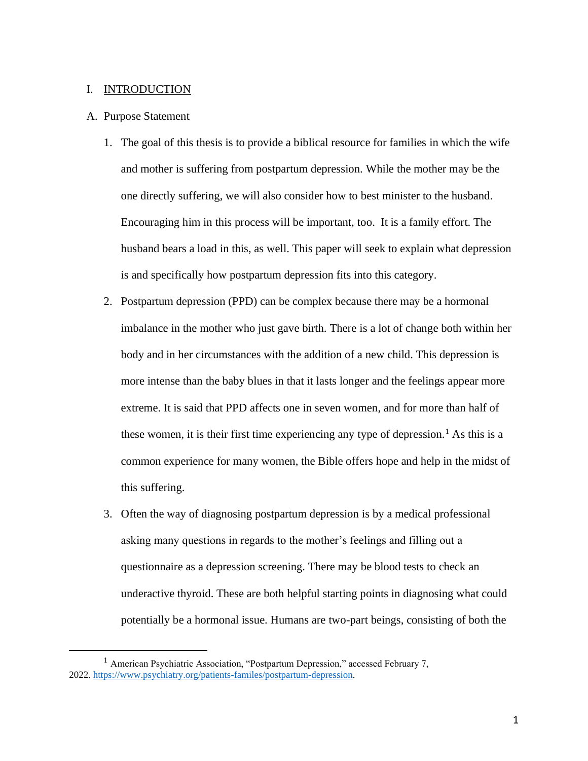I. <u>INTRODUCTION</u>

A. Purpose Statement

1. The goal of this thesis is to provide a biblical resource for families in which the wife and mother is suffering from postpartum depression. While the mother may be the one directly suffering, we will also consider how to best minister to the husband. Encouraging him in this process will be important, too. It is a family effort. The husband bears a load in this, as well. This paper will seek to explain what depression is and specifically how postpartum depression fits into this category.

2. Postpartum depression (PPD) can be complex because there may be a hormonal imbalance in the mother who just gave birth. There is a lot of change both within her body and in her circumstances with the addition of a new child. This depression is more intense than the baby blues in that it lasts longer and the feelings appear more extreme. It is said that PPD affects one in seven women, and for more than half of these women, it is their first time experiencing any type of depression.[1] As this is a common experience for many women, the Bible offers hope and help in the midst of this suffering.

3. Often the way of diagnosing postpartum depression is by a medical professional asking many questions in regards to the mother's feelings and filling out a questionnaire as a depression screening. There may be blood tests to check an underactive thyroid. These are both helpful starting points in diagnosing what could potentially be a hormonal issue. Humans are two-part beings, consisting of both the

---

[1] American Psychiatric Association, "Postpartum Depression," accessed February 7, 2022. https://www.psychiatry.org/patients-familes/postpartum-depression.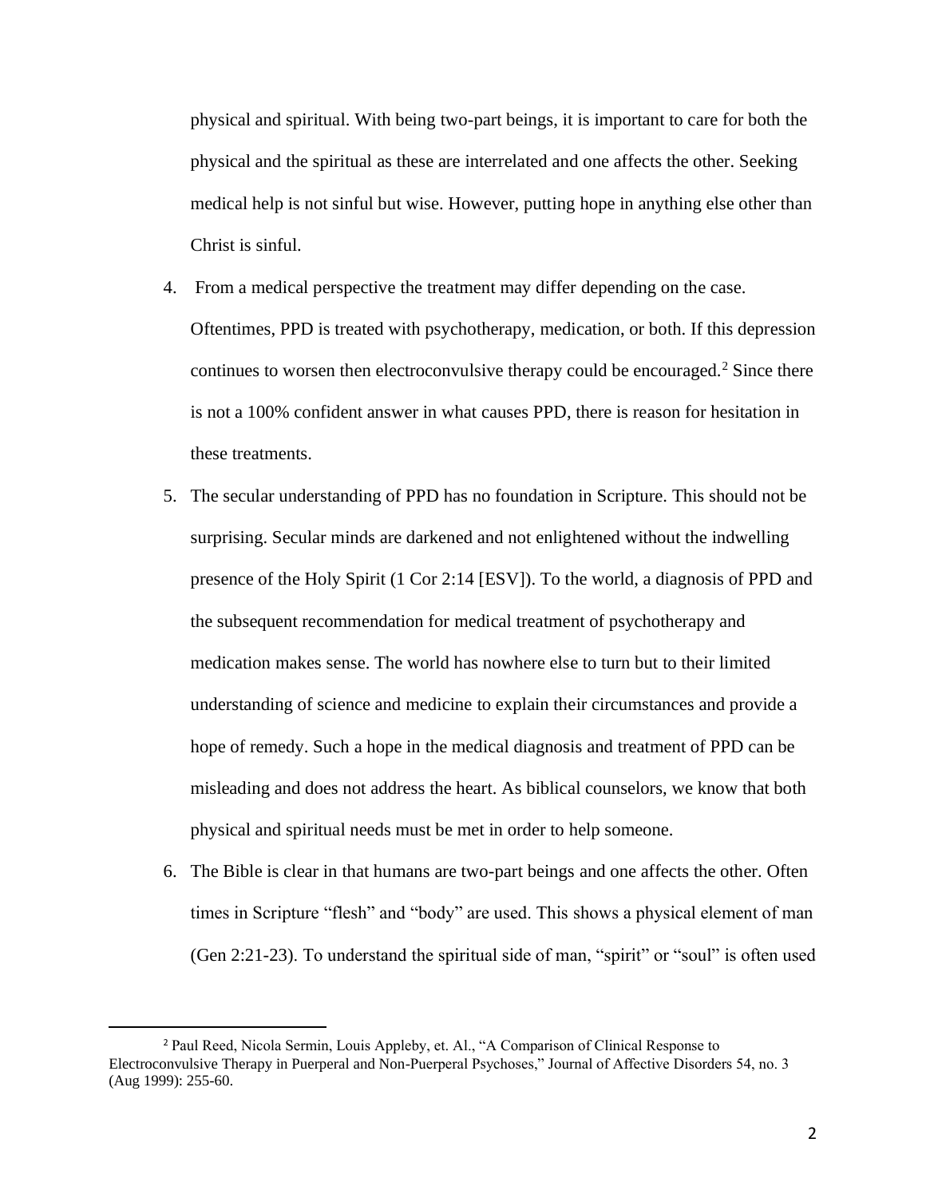physical and spiritual. With being two-part beings, it is important to care for both the physical and the spiritual as these are interrelated and one affects the other. Seeking medical help is not sinful but wise. However, putting hope in anything else other than Christ is sinful.

4. From a medical perspective the treatment may differ depending on the case. Oftentimes, PPD is treated with psychotherapy, medication, or both. If this depression continues to worsen then electroconvulsive therapy could be encouraged.[2] Since there is not a 100% confident answer in what causes PPD, there is reason for hesitation in these treatments.

5. The secular understanding of PPD has no foundation in Scripture. This should not be surprising. Secular minds are darkened and not enlightened without the indwelling presence of the Holy Spirit (1 Cor 2:14 [ESV]). To the world, a diagnosis of PPD and the subsequent recommendation for medical treatment of psychotherapy and medication makes sense. The world has nowhere else to turn but to their limited understanding of science and medicine to explain their circumstances and provide a hope of remedy. Such a hope in the medical diagnosis and treatment of PPD can be misleading and does not address the heart. As biblical counselors, we know that both physical and spiritual needs must be met in order to help someone.

6. The Bible is clear in that humans are two-part beings and one affects the other. Often times in Scripture "flesh" and "body" are used. This shows a physical element of man (Gen 2:21-23). To understand the spiritual side of man, "spirit" or "soul" is often used

[2] Paul Reed, Nicola Sermin, Louis Appleby, et. Al., "A Comparison of Clinical Response to Electroconvulsive Therapy in Puerperal and Non-Puerperal Psychoses," Journal of Affective Disorders 54, no. 3 (Aug 1999): 255-60.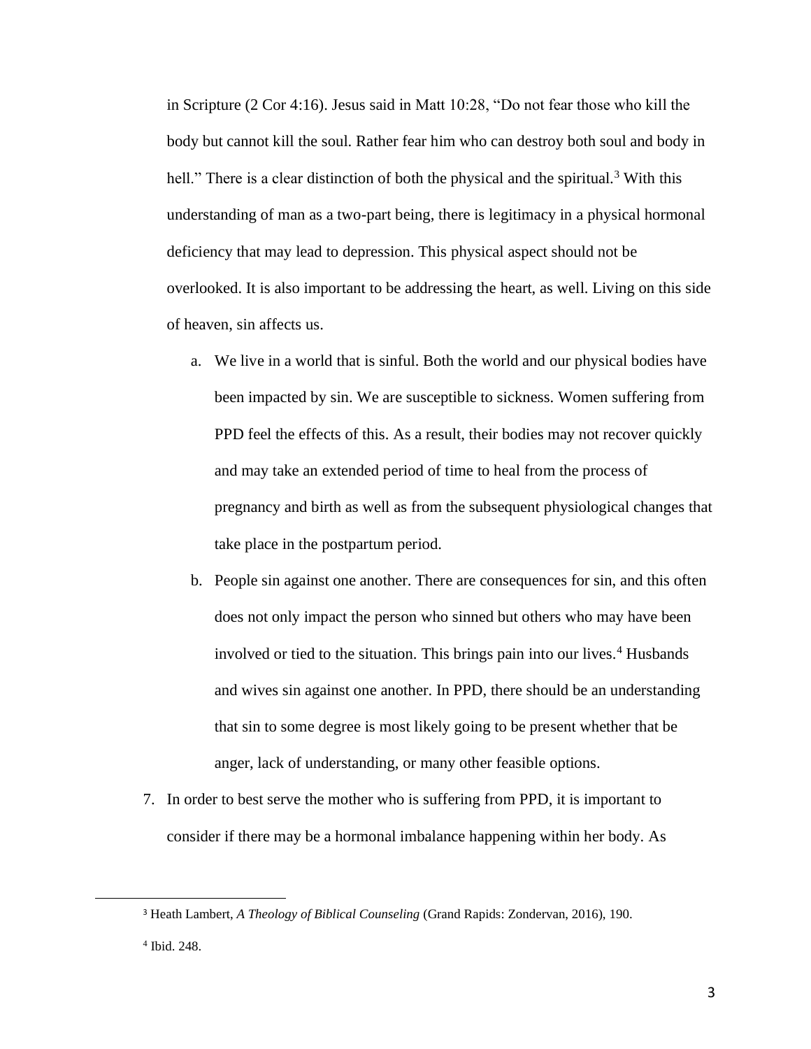in Scripture (2 Cor 4:16). Jesus said in Matt 10:28, "Do not fear those who kill the body but cannot kill the soul. Rather fear him who can destroy both soul and body in hell." There is a clear distinction of both the physical and the spiritual.[3] With this understanding of man as a two-part being, there is legitimacy in a physical hormonal deficiency that may lead to depression. This physical aspect should not be overlooked. It is also important to be addressing the heart, as well. Living on this side of heaven, sin affects us.

a. We live in a world that is sinful. Both the world and our physical bodies have been impacted by sin. We are susceptible to sickness. Women suffering from PPD feel the effects of this. As a result, their bodies may not recover quickly and may take an extended period of time to heal from the process of pregnancy and birth as well as from the subsequent physiological changes that take place in the postpartum period.

b. People sin against one another. There are consequences for sin, and this often does not only impact the person who sinned but others who may have been involved or tied to the situation. This brings pain into our lives.[4] Husbands and wives sin against one another. In PPD, there should be an understanding that sin to some degree is most likely going to be present whether that be anger, lack of understanding, or many other feasible options.

7. In order to best serve the mother who is suffering from PPD, it is important to consider if there may be a hormonal imbalance happening within her body. As

---

[3] Heath Lambert, *A Theology of Biblical Counseling* (Grand Rapids: Zondervan, 2016), 190.

[4] Ibid. 248.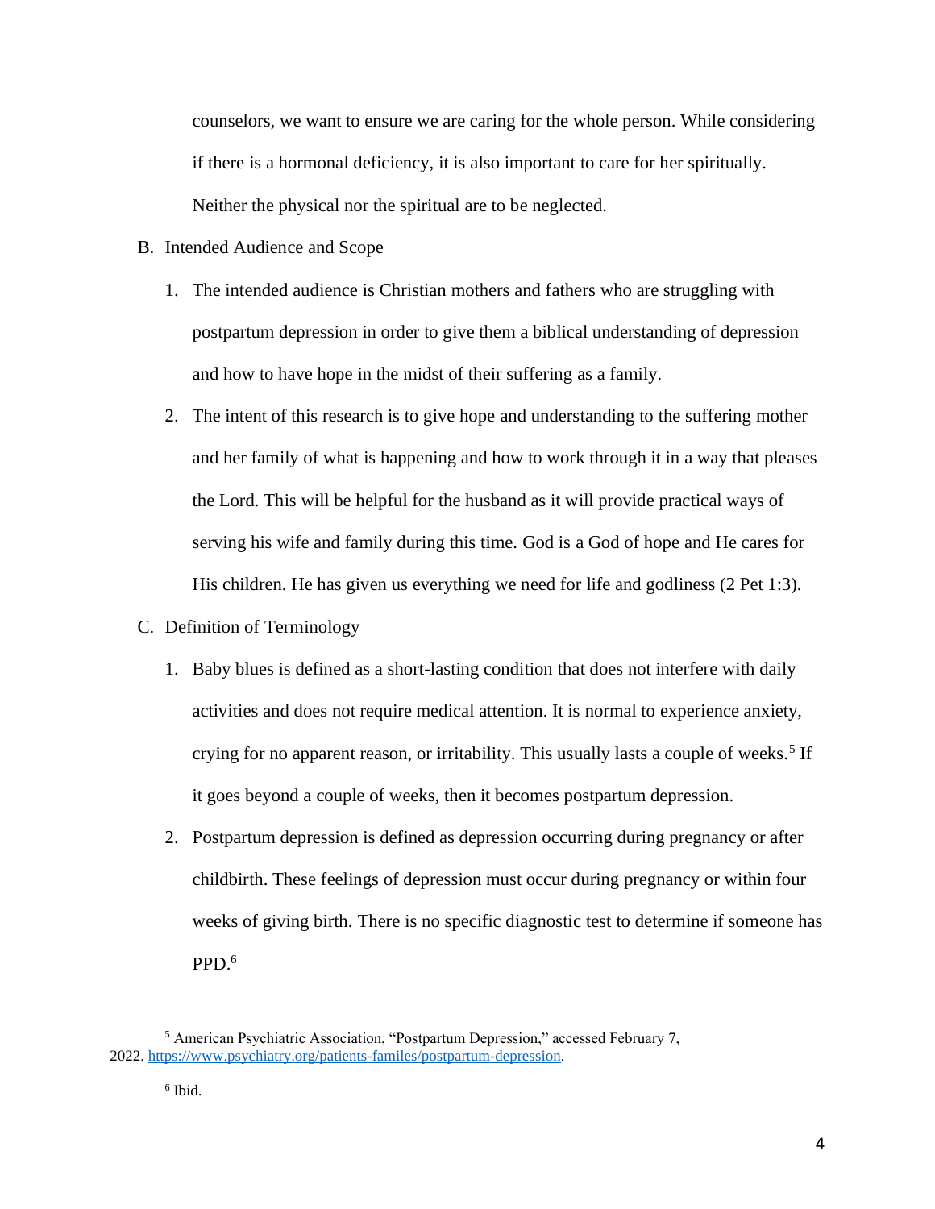counselors, we want to ensure we are caring for the whole person. While considering if there is a hormonal deficiency, it is also important to care for her spiritually. Neither the physical nor the spiritual are to be neglected.

B. Intended Audience and Scope

1. The intended audience is Christian mothers and fathers who are struggling with postpartum depression in order to give them a biblical understanding of depression and how to have hope in the midst of their suffering as a family.

2. The intent of this research is to give hope and understanding to the suffering mother and her family of what is happening and how to work through it in a way that pleases the Lord. This will be helpful for the husband as it will provide practical ways of serving his wife and family during this time. God is a God of hope and He cares for His children. He has given us everything we need for life and godliness (2 Pet 1:3).

C. Definition of Terminology

1. Baby blues is defined as a short-lasting condition that does not interfere with daily activities and does not require medical attention. It is normal to experience anxiety, crying for no apparent reason, or irritability. This usually lasts a couple of weeks.[5] If it goes beyond a couple of weeks, then it becomes postpartum depression.

2. Postpartum depression is defined as depression occurring during pregnancy or after childbirth. These feelings of depression must occur during pregnancy or within four weeks of giving birth. There is no specific diagnostic test to determine if someone has PPD.[6]

---

[5] American Psychiatric Association, "Postpartum Depression," accessed February 7, 2022. https://www.psychiatry.org/patients-familes/postpartum-depression.

[6] Ibid.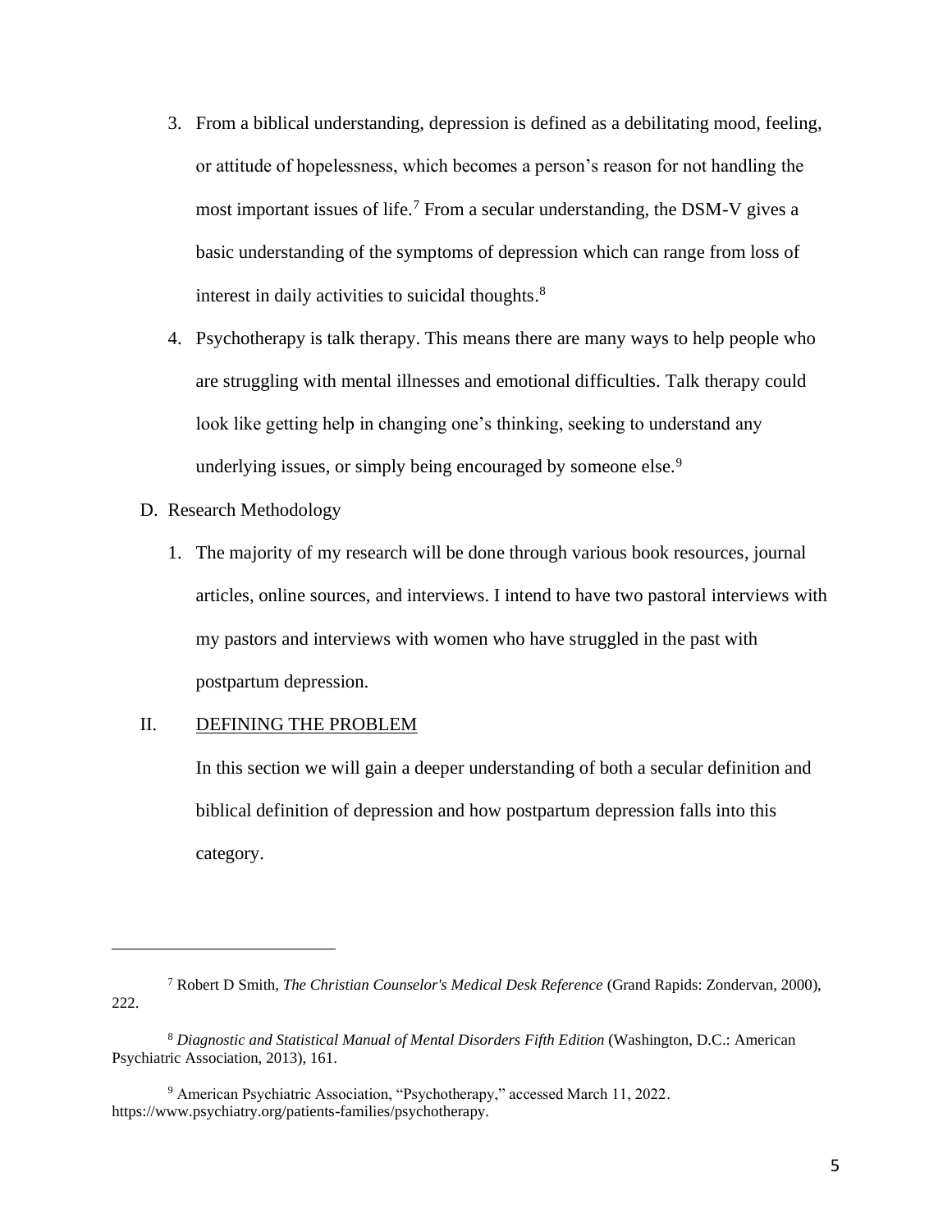3. From a biblical understanding, depression is defined as a debilitating mood, feeling, or attitude of hopelessness, which becomes a person's reason for not handling the most important issues of life.[7] From a secular understanding, the DSM-V gives a basic understanding of the symptoms of depression which can range from loss of interest in daily activities to suicidal thoughts.[8]
4. Psychotherapy is talk therapy. This means there are many ways to help people who are struggling with mental illnesses and emotional difficulties. Talk therapy could look like getting help in changing one's thinking, seeking to understand any underlying issues, or simply being encouraged by someone else.[9]

D. Research Methodology

1. The majority of my research will be done through various book resources, journal articles, online sources, and interviews. I intend to have two pastoral interviews with my pastors and interviews with women who have struggled in the past with postpartum depression.

## II. DEFINING THE PROBLEM

In this section we will gain a deeper understanding of both a secular definition and biblical definition of depression and how postpartum depression falls into this category.

---

[7] Robert D Smith, *The Christian Counselor's Medical Desk Reference* (Grand Rapids: Zondervan, 2000), 222.

[8] *Diagnostic and Statistical Manual of Mental Disorders Fifth Edition* (Washington, D.C.: American Psychiatric Association, 2013), 161.

[9] American Psychiatric Association, "Psychotherapy," accessed March 11, 2022. https://www.psychiatry.org/patients-families/psychotherapy.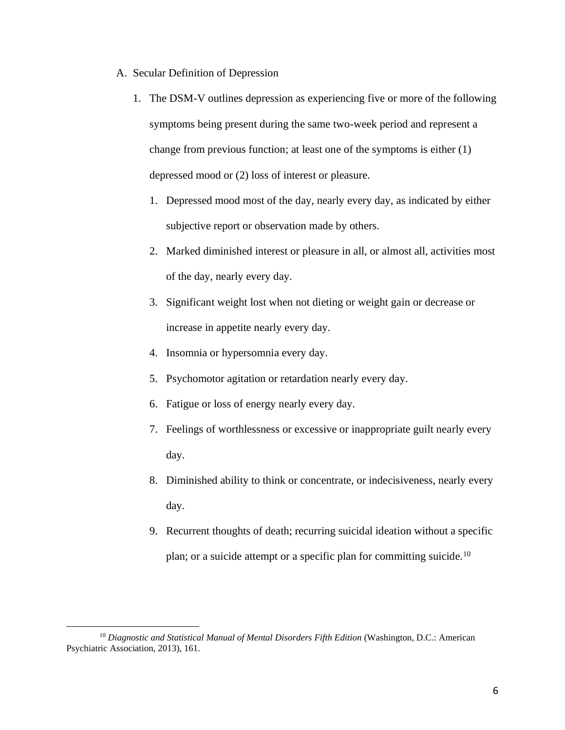A. Secular Definition of Depression

1. The DSM-V outlines depression as experiencing five or more of the following symptoms being present during the same two-week period and represent a change from previous function; at least one of the symptoms is either (1) depressed mood or (2) loss of interest or pleasure.

    1. Depressed mood most of the day, nearly every day, as indicated by either subjective report or observation made by others.
    2. Marked diminished interest or pleasure in all, or almost all, activities most of the day, nearly every day.
    3. Significant weight lost when not dieting or weight gain or decrease or increase in appetite nearly every day.
    4. Insomnia or hypersomnia every day.
    5. Psychomotor agitation or retardation nearly every day.
    6. Fatigue or loss of energy nearly every day.
    7. Feelings of worthlessness or excessive or inappropriate guilt nearly every day.
    8. Diminished ability to think or concentrate, or indecisiveness, nearly every day.
    9. Recurrent thoughts of death; recurring suicidal ideation without a specific plan; or a suicide attempt or a specific plan for committing suicide.[10]

---

[10] *Diagnostic and Statistical Manual of Mental Disorders Fifth Edition* (Washington, D.C.: American Psychiatric Association, 2013), 161.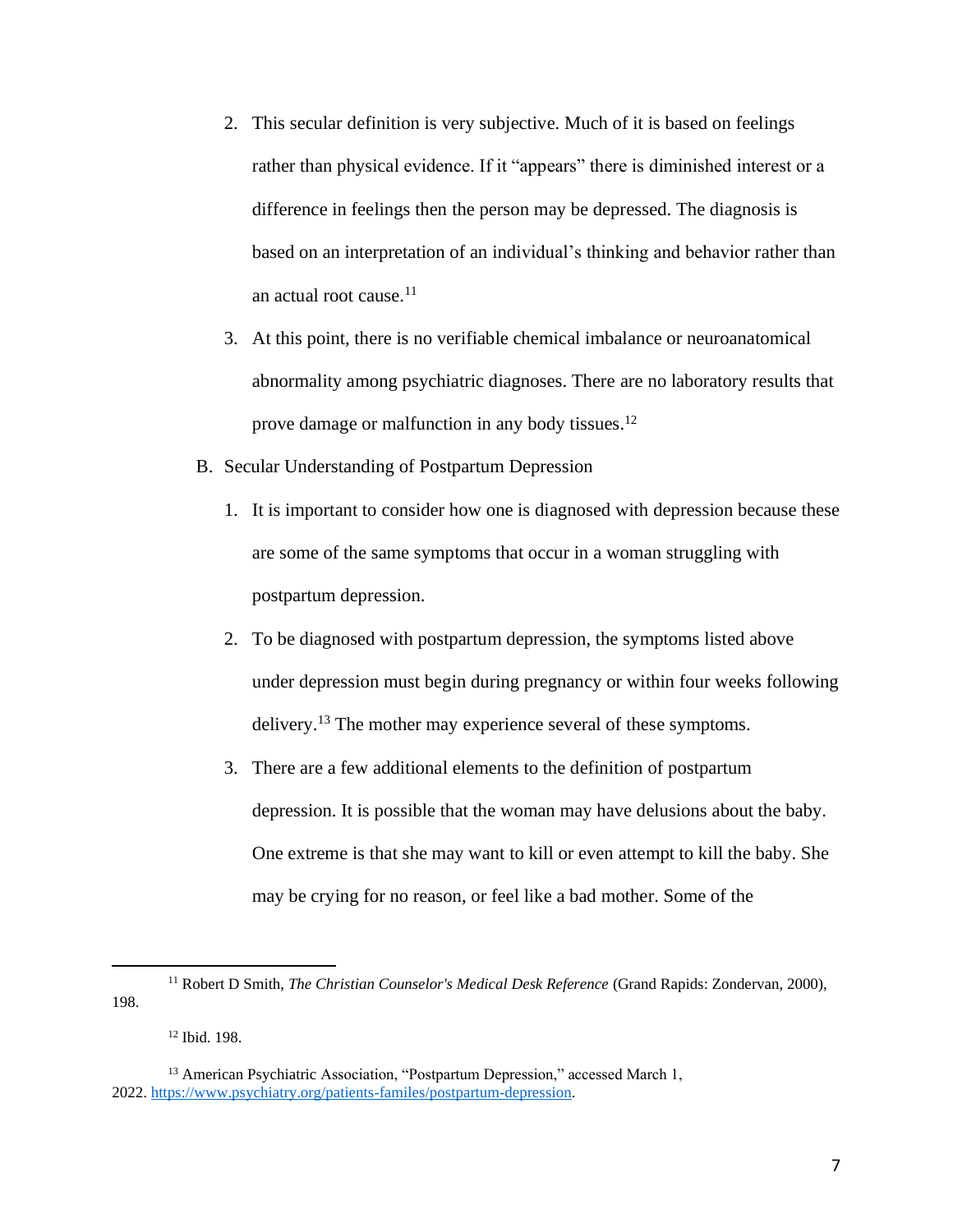2. This secular definition is very subjective. Much of it is based on feelings rather than physical evidence. If it "appears" there is diminished interest or a difference in feelings then the person may be depressed. The diagnosis is based on an interpretation of an individual's thinking and behavior rather than an actual root cause.[11]

3. At this point, there is no verifiable chemical imbalance or neuroanatomical abnormality among psychiatric diagnoses. There are no laboratory results that prove damage or malfunction in any body tissues.[12]

B. Secular Understanding of Postpartum Depression

1. It is important to consider how one is diagnosed with depression because these are some of the same symptoms that occur in a woman struggling with postpartum depression.

2. To be diagnosed with postpartum depression, the symptoms listed above under depression must begin during pregnancy or within four weeks following delivery.[13] The mother may experience several of these symptoms.

3. There are a few additional elements to the definition of postpartum depression. It is possible that the woman may have delusions about the baby. One extreme is that she may want to kill or even attempt to kill the baby. She may be crying for no reason, or feel like a bad mother. Some of the

---

[11] Robert D Smith, *The Christian Counselor's Medical Desk Reference* (Grand Rapids: Zondervan, 2000), 198.

[12] Ibid. 198.

[13] American Psychiatric Association, "Postpartum Depression," accessed March 1, 2022. https://www.psychiatry.org/patients-familes/postpartum-depression.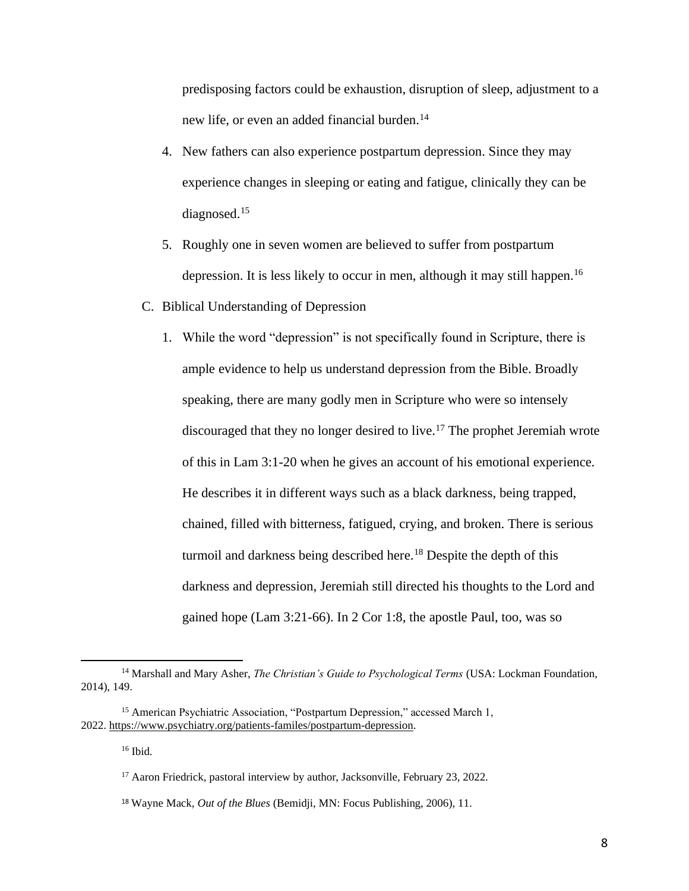predisposing factors could be exhaustion, disruption of sleep, adjustment to a new life, or even an added financial burden.[14]

4. New fathers can also experience postpartum depression. Since they may experience changes in sleeping or eating and fatigue, clinically they can be diagnosed.[15]
5. Roughly one in seven women are believed to suffer from postpartum depression. It is less likely to occur in men, although it may still happen.[16]

C. Biblical Understanding of Depression

1. While the word "depression" is not specifically found in Scripture, there is ample evidence to help us understand depression from the Bible. Broadly speaking, there are many godly men in Scripture who were so intensely discouraged that they no longer desired to live.[17] The prophet Jeremiah wrote of this in Lam 3:1-20 when he gives an account of his emotional experience. He describes it in different ways such as a black darkness, being trapped, chained, filled with bitterness, fatigued, crying, and broken. There is serious turmoil and darkness being described here.[18] Despite the depth of this darkness and depression, Jeremiah still directed his thoughts to the Lord and gained hope (Lam 3:21-66). In 2 Cor 1:8, the apostle Paul, too, was so

---

[14] Marshall and Mary Asher, *The Christian's Guide to Psychological Terms* (USA: Lockman Foundation, 2014), 149.

[15] American Psychiatric Association, "Postpartum Depression," accessed March 1, 2022. https://www.psychiatry.org/patients-familes/postpartum-depression.

[16] Ibid.

[17] Aaron Friedrick, pastoral interview by author, Jacksonville, February 23, 2022.

[18] Wayne Mack, *Out of the Blues* (Bemidji, MN: Focus Publishing, 2006), 11.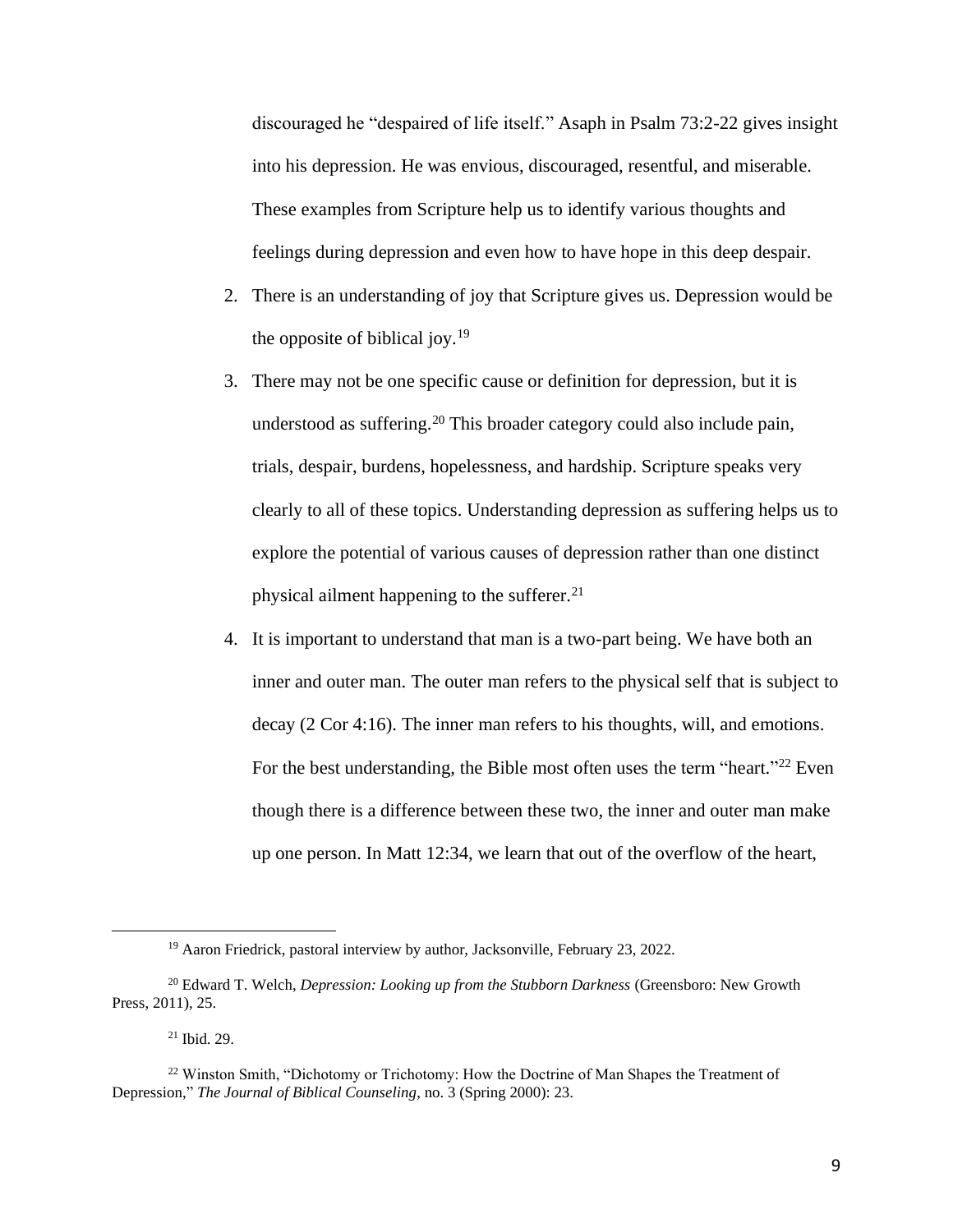discouraged he "despaired of life itself." Asaph in Psalm 73:2-22 gives insight into his depression. He was envious, discouraged, resentful, and miserable. These examples from Scripture help us to identify various thoughts and feelings during depression and even how to have hope in this deep despair.

2. There is an understanding of joy that Scripture gives us. Depression would be the opposite of biblical joy.[19]
3. There may not be one specific cause or definition for depression, but it is understood as suffering.[20] This broader category could also include pain, trials, despair, burdens, hopelessness, and hardship. Scripture speaks very clearly to all of these topics. Understanding depression as suffering helps us to explore the potential of various causes of depression rather than one distinct physical ailment happening to the sufferer.[21]
4. It is important to understand that man is a two-part being. We have both an inner and outer man. The outer man refers to the physical self that is subject to decay (2 Cor 4:16). The inner man refers to his thoughts, will, and emotions. For the best understanding, the Bible most often uses the term "heart."[22] Even though there is a difference between these two, the inner and outer man make up one person. In Matt 12:34, we learn that out of the overflow of the heart,

---

[19] Aaron Friedrick, pastoral interview by author, Jacksonville, February 23, 2022.

[20] Edward T. Welch, *Depression: Looking up from the Stubborn Darkness* (Greensboro: New Growth Press, 2011), 25.

[21] Ibid. 29.

[22] Winston Smith, "Dichotomy or Trichotomy: How the Doctrine of Man Shapes the Treatment of Depression," *The Journal of Biblical Counseling*, no. 3 (Spring 2000): 23.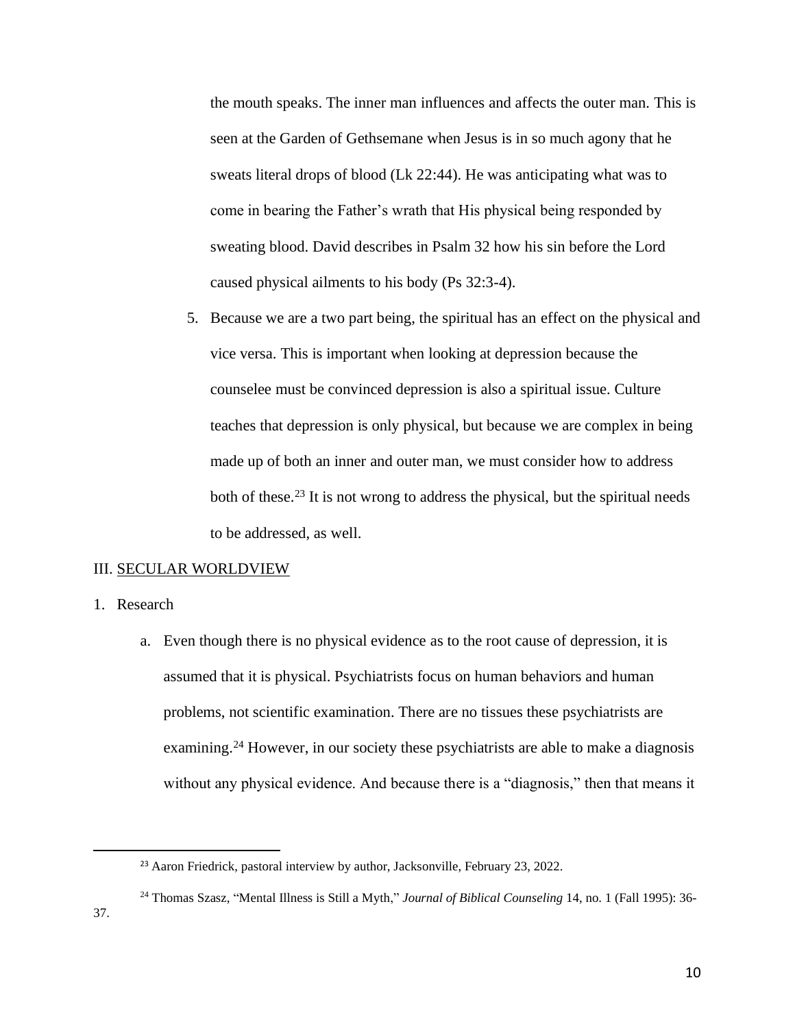the mouth speaks. The inner man influences and affects the outer man. This is seen at the Garden of Gethsemane when Jesus is in so much agony that he sweats literal drops of blood (Lk 22:44). He was anticipating what was to come in bearing the Father's wrath that His physical being responded by sweating blood. David describes in Psalm 32 how his sin before the Lord caused physical ailments to his body (Ps 32:3-4).

5. Because we are a two part being, the spiritual has an effect on the physical and vice versa. This is important when looking at depression because the counselee must be convinced depression is also a spiritual issue. Culture teaches that depression is only physical, but because we are complex in being made up of both an inner and outer man, we must consider how to address both of these.[23] It is not wrong to address the physical, but the spiritual needs to be addressed, as well.

III. <u>SECULAR WORLDVIEW</u>

1. Research

   a. Even though there is no physical evidence as to the root cause of depression, it is assumed that it is physical. Psychiatrists focus on human behaviors and human problems, not scientific examination. There are no tissues these psychiatrists are examining.[24] However, in our society these psychiatrists are able to make a diagnosis without any physical evidence. And because there is a "diagnosis," then that means it

---

[23] Aaron Friedrick, pastoral interview by author, Jacksonville, February 23, 2022.

[24] Thomas Szasz, "Mental Illness is Still a Myth," *Journal of Biblical Counseling* 14, no. 1 (Fall 1995): 36-37.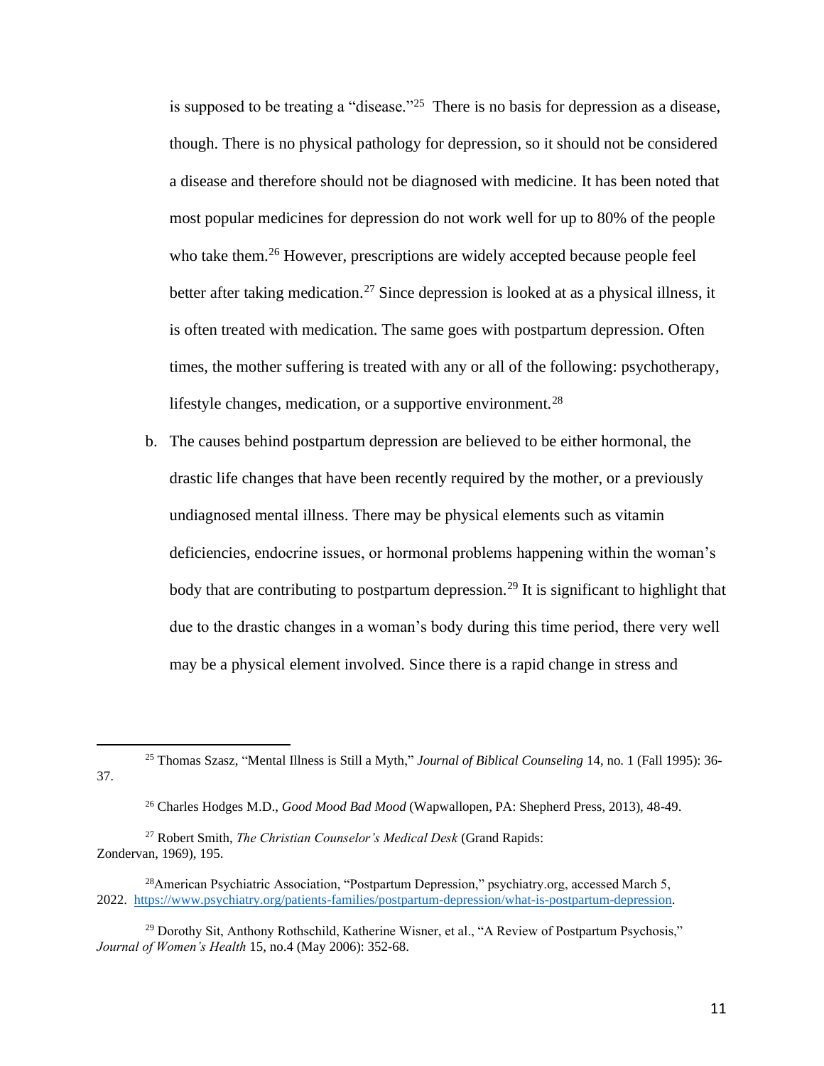is supposed to be treating a "disease."[25] There is no basis for depression as a disease, though. There is no physical pathology for depression, so it should not be considered a disease and therefore should not be diagnosed with medicine. It has been noted that most popular medicines for depression do not work well for up to 80% of the people who take them.[26] However, prescriptions are widely accepted because people feel better after taking medication.[27] Since depression is looked at as a physical illness, it is often treated with medication. The same goes with postpartum depression. Often times, the mother suffering is treated with any or all of the following: psychotherapy, lifestyle changes, medication, or a supportive environment.[28]

b. The causes behind postpartum depression are believed to be either hormonal, the drastic life changes that have been recently required by the mother, or a previously undiagnosed mental illness. There may be physical elements such as vitamin deficiencies, endocrine issues, or hormonal problems happening within the woman's body that are contributing to postpartum depression.[29] It is significant to highlight that due to the drastic changes in a woman's body during this time period, there very well may be a physical element involved. Since there is a rapid change in stress and

---

[25] Thomas Szasz, "Mental Illness is Still a Myth," *Journal of Biblical Counseling* 14, no. 1 (Fall 1995): 36-37.

[26] Charles Hodges M.D., *Good Mood Bad Mood* (Wapwallopen, PA: Shepherd Press, 2013), 48-49.

[27] Robert Smith, *The Christian Counselor's Medical Desk* (Grand Rapids: Zondervan, 1969), 195.

[28] American Psychiatric Association, "Postpartum Depression," psychiatry.org, accessed March 5, 2022. https://www.psychiatry.org/patients-families/postpartum-depression/what-is-postpartum-depression.

[29] Dorothy Sit, Anthony Rothschild, Katherine Wisner, et al., "A Review of Postpartum Psychosis," *Journal of Women's Health* 15, no.4 (May 2006): 352-68.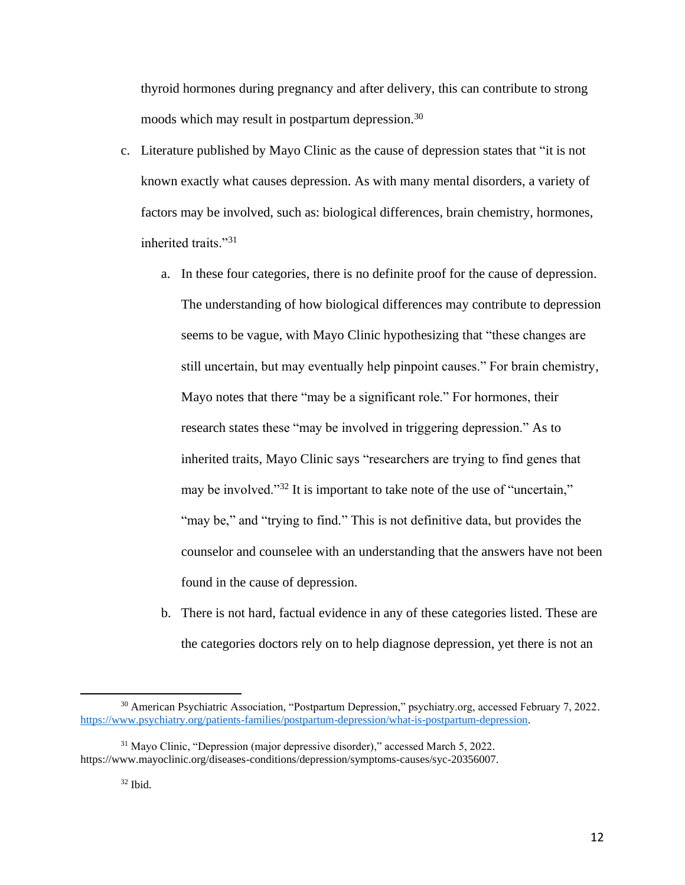thyroid hormones during pregnancy and after delivery, this can contribute to strong moods which may result in postpartum depression.[30]

c. Literature published by Mayo Clinic as the cause of depression states that "it is not known exactly what causes depression. As with many mental disorders, a variety of factors may be involved, such as: biological differences, brain chemistry, hormones, inherited traits."[31]

    a. In these four categories, there is no definite proof for the cause of depression. The understanding of how biological differences may contribute to depression seems to be vague, with Mayo Clinic hypothesizing that "these changes are still uncertain, but may eventually help pinpoint causes." For brain chemistry, Mayo notes that there "may be a significant role." For hormones, their research states these "may be involved in triggering depression." As to inherited traits, Mayo Clinic says "researchers are trying to find genes that may be involved."[32] It is important to take note of the use of "uncertain," "may be," and "trying to find." This is not definitive data, but provides the counselor and counselee with an understanding that the answers have not been found in the cause of depression.

    b. There is not hard, factual evidence in any of these categories listed. These are the categories doctors rely on to help diagnose depression, yet there is not an

---

[30] American Psychiatric Association, "Postpartum Depression," psychiatry.org, accessed February 7, 2022. https://www.psychiatry.org/patients-families/postpartum-depression/what-is-postpartum-depression.

[31] Mayo Clinic, "Depression (major depressive disorder)," accessed March 5, 2022. https://www.mayoclinic.org/diseases-conditions/depression/symptoms-causes/syc-20356007.

[32] Ibid.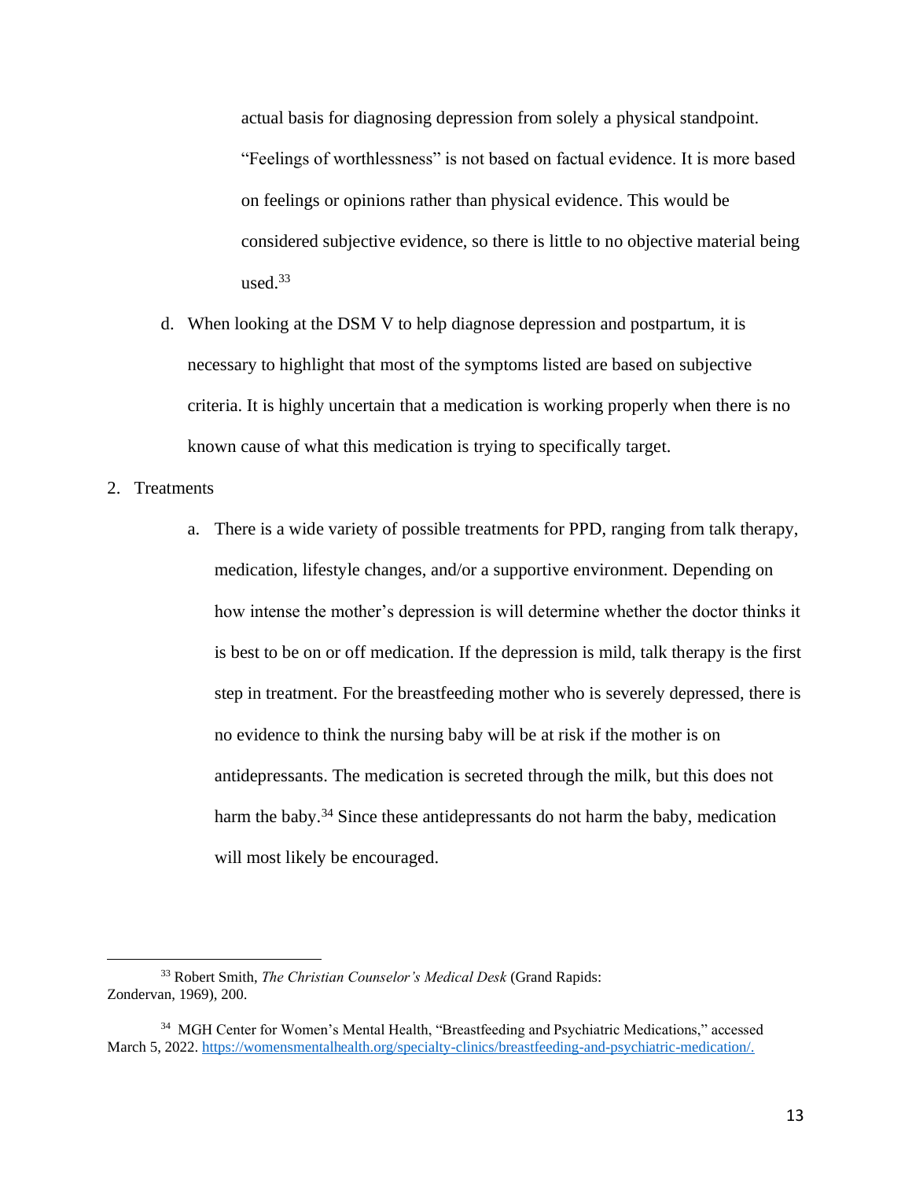actual basis for diagnosing depression from solely a physical standpoint. "Feelings of worthlessness" is not based on factual evidence. It is more based on feelings or opinions rather than physical evidence. This would be considered subjective evidence, so there is little to no objective material being used.[33]

d. When looking at the DSM V to help diagnose depression and postpartum, it is necessary to highlight that most of the symptoms listed are based on subjective criteria. It is highly uncertain that a medication is working properly when there is no known cause of what this medication is trying to specifically target.

2. Treatments

   a. There is a wide variety of possible treatments for PPD, ranging from talk therapy, medication, lifestyle changes, and/or a supportive environment. Depending on how intense the mother's depression is will determine whether the doctor thinks it is best to be on or off medication. If the depression is mild, talk therapy is the first step in treatment. For the breastfeeding mother who is severely depressed, there is no evidence to think the nursing baby will be at risk if the mother is on antidepressants. The medication is secreted through the milk, but this does not harm the baby.[34] Since these antidepressants do not harm the baby, medication will most likely be encouraged.

---

[33] Robert Smith, *The Christian Counselor's Medical Desk* (Grand Rapids: Zondervan, 1969), 200.

[34] MGH Center for Women's Mental Health, "Breastfeeding and Psychiatric Medications," accessed March 5, 2022. https://womensmentalhealth.org/specialty-clinics/breastfeeding-and-psychiatric-medication/.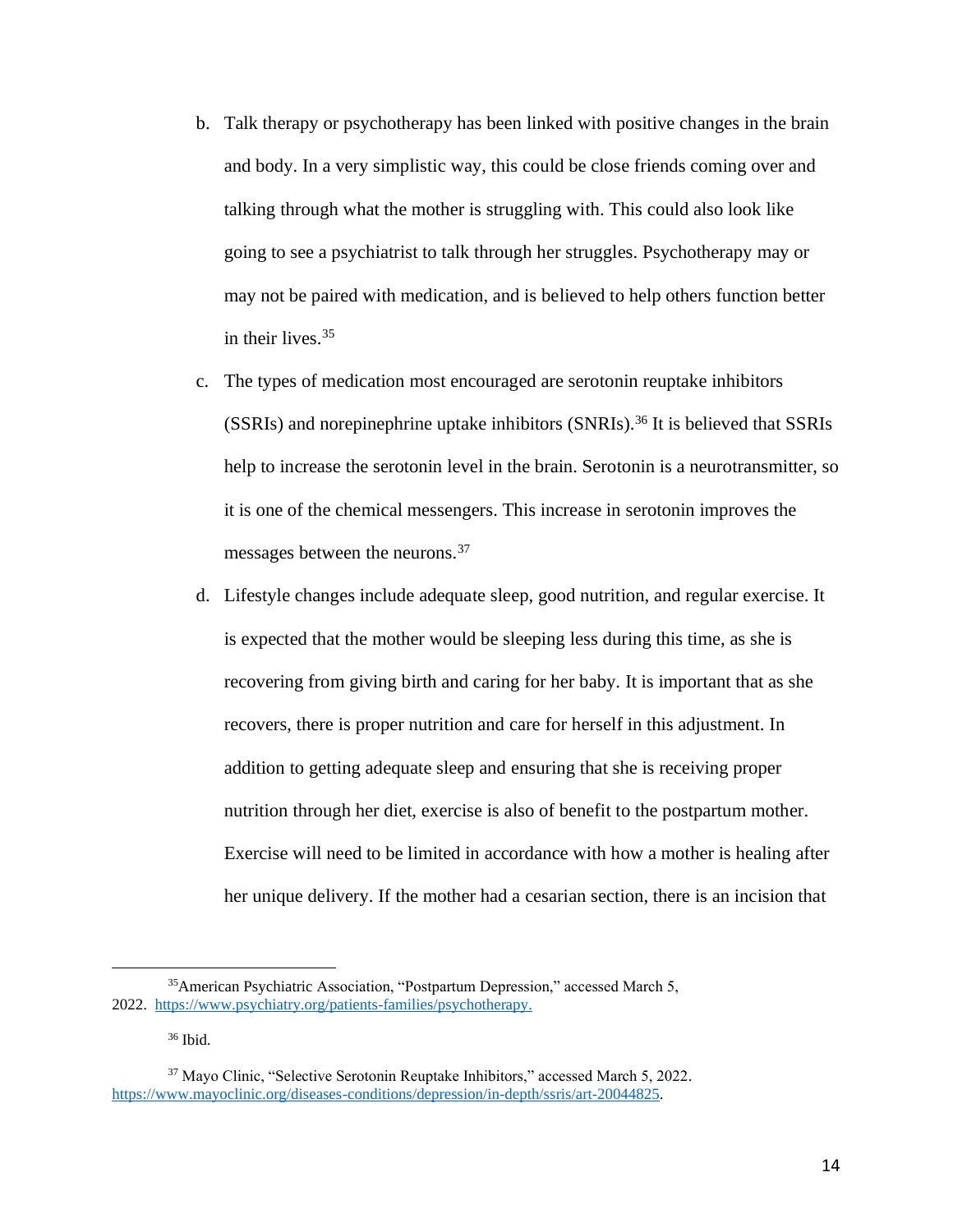b. Talk therapy or psychotherapy has been linked with positive changes in the brain and body. In a very simplistic way, this could be close friends coming over and talking through what the mother is struggling with. This could also look like going to see a psychiatrist to talk through her struggles. Psychotherapy may or may not be paired with medication, and is believed to help others function better in their lives.[35]

c. The types of medication most encouraged are serotonin reuptake inhibitors (SSRIs) and norepinephrine uptake inhibitors (SNRIs).[36] It is believed that SSRIs help to increase the serotonin level in the brain. Serotonin is a neurotransmitter, so it is one of the chemical messengers. This increase in serotonin improves the messages between the neurons.[37]

d. Lifestyle changes include adequate sleep, good nutrition, and regular exercise. It is expected that the mother would be sleeping less during this time, as she is recovering from giving birth and caring for her baby. It is important that as she recovers, there is proper nutrition and care for herself in this adjustment. In addition to getting adequate sleep and ensuring that she is receiving proper nutrition through her diet, exercise is also of benefit to the postpartum mother. Exercise will need to be limited in accordance with how a mother is healing after her unique delivery. If the mother had a cesarian section, there is an incision that

---

[35] American Psychiatric Association, "Postpartum Depression," accessed March 5, 2022. https://www.psychiatry.org/patients-families/psychotherapy.

[36] Ibid.

[37] Mayo Clinic, "Selective Serotonin Reuptake Inhibitors," accessed March 5, 2022. https://www.mayoclinic.org/diseases-conditions/depression/in-depth/ssris/art-20044825.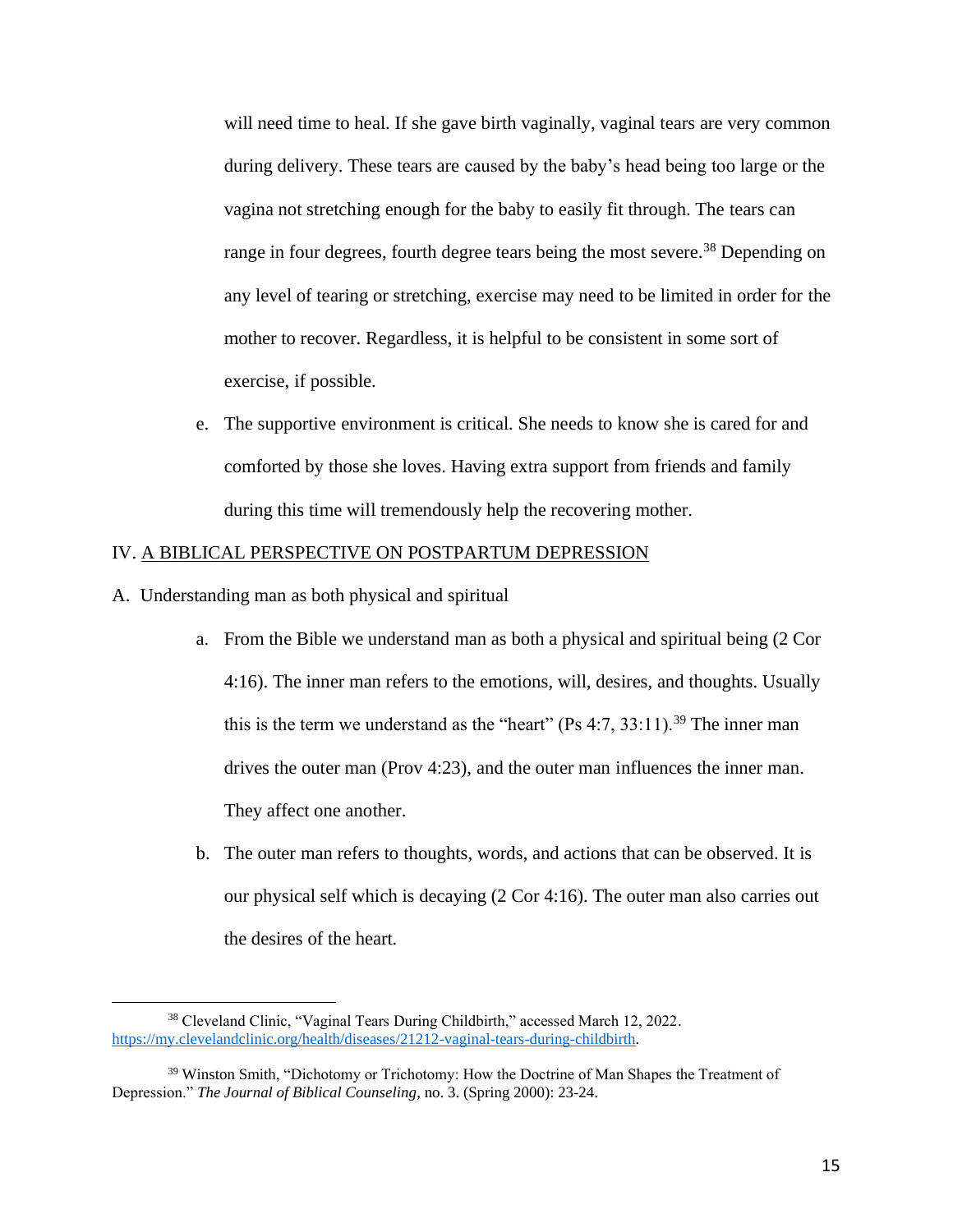will need time to heal. If she gave birth vaginally, vaginal tears are very common during delivery. These tears are caused by the baby's head being too large or the vagina not stretching enough for the baby to easily fit through. The tears can range in four degrees, fourth degree tears being the most severe.[38] Depending on any level of tearing or stretching, exercise may need to be limited in order for the mother to recover. Regardless, it is helpful to be consistent in some sort of exercise, if possible.

e. The supportive environment is critical. She needs to know she is cared for and comforted by those she loves. Having extra support from friends and family during this time will tremendously help the recovering mother.

## IV. A BIBLICAL PERSPECTIVE ON POSTPARTUM DEPRESSION

### A. Understanding man as both physical and spiritual

a. From the Bible we understand man as both a physical and spiritual being (2 Cor 4:16). The inner man refers to the emotions, will, desires, and thoughts. Usually this is the term we understand as the "heart" (Ps 4:7, 33:11).[39] The inner man drives the outer man (Prov 4:23), and the outer man influences the inner man. They affect one another.

b. The outer man refers to thoughts, words, and actions that can be observed. It is our physical self which is decaying (2 Cor 4:16). The outer man also carries out the desires of the heart.

---

[38] Cleveland Clinic, "Vaginal Tears During Childbirth," accessed March 12, 2022. https://my.clevelandclinic.org/health/diseases/21212-vaginal-tears-during-childbirth.

[39] Winston Smith, "Dichotomy or Trichotomy: How the Doctrine of Man Shapes the Treatment of Depression." *The Journal of Biblical Counseling*, no. 3. (Spring 2000): 23-24.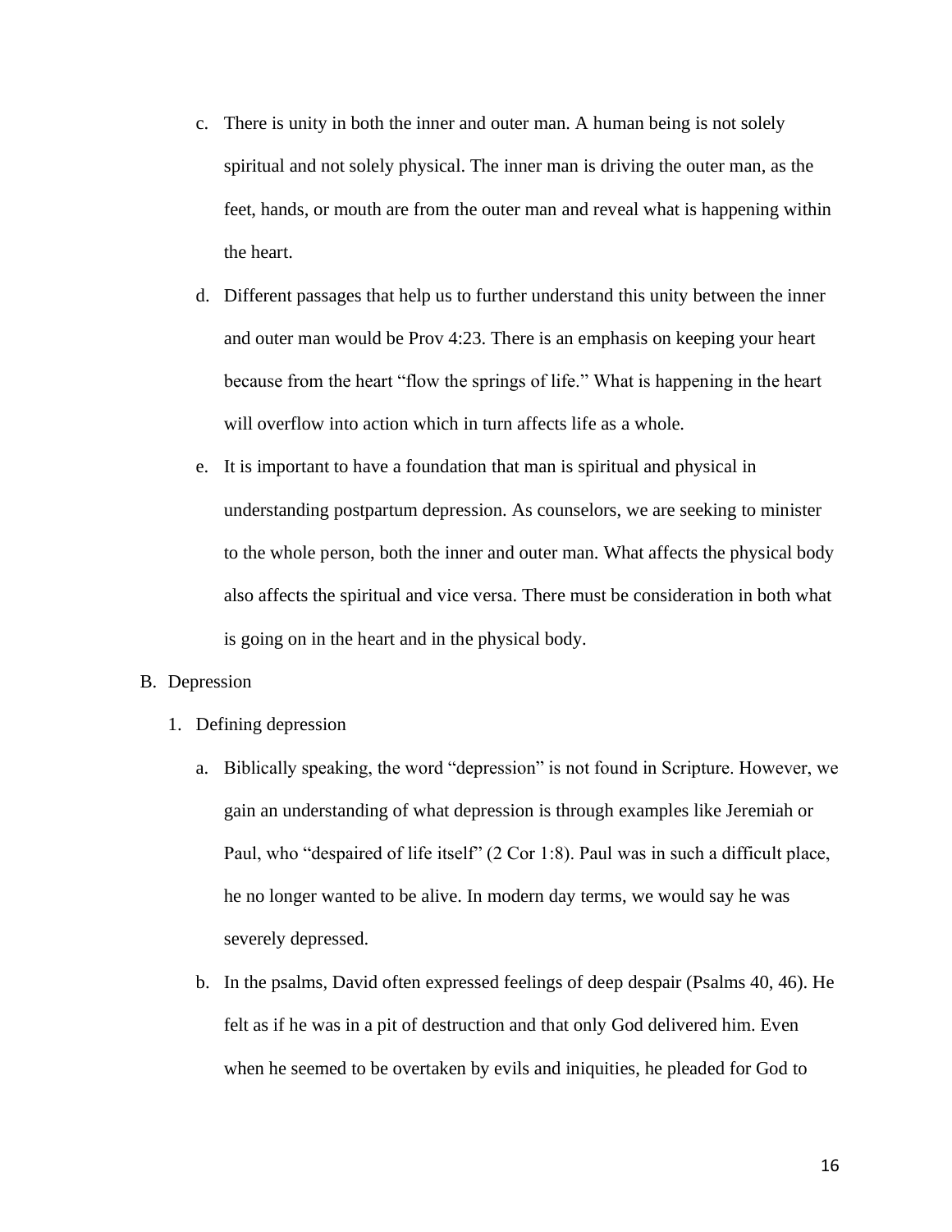c. There is unity in both the inner and outer man. A human being is not solely spiritual and not solely physical. The inner man is driving the outer man, as the feet, hands, or mouth are from the outer man and reveal what is happening within the heart.

d. Different passages that help us to further understand this unity between the inner and outer man would be Prov 4:23. There is an emphasis on keeping your heart because from the heart "flow the springs of life." What is happening in the heart will overflow into action which in turn affects life as a whole.

e. It is important to have a foundation that man is spiritual and physical in understanding postpartum depression. As counselors, we are seeking to minister to the whole person, both the inner and outer man. What affects the physical body also affects the spiritual and vice versa. There must be consideration in both what is going on in the heart and in the physical body.

B. Depression

1. Defining depression

a. Biblically speaking, the word "depression" is not found in Scripture. However, we gain an understanding of what depression is through examples like Jeremiah or Paul, who "despaired of life itself" (2 Cor 1:8). Paul was in such a difficult place, he no longer wanted to be alive. In modern day terms, we would say he was severely depressed.

b. In the psalms, David often expressed feelings of deep despair (Psalms 40, 46). He felt as if he was in a pit of destruction and that only God delivered him. Even when he seemed to be overtaken by evils and iniquities, he pleaded for God to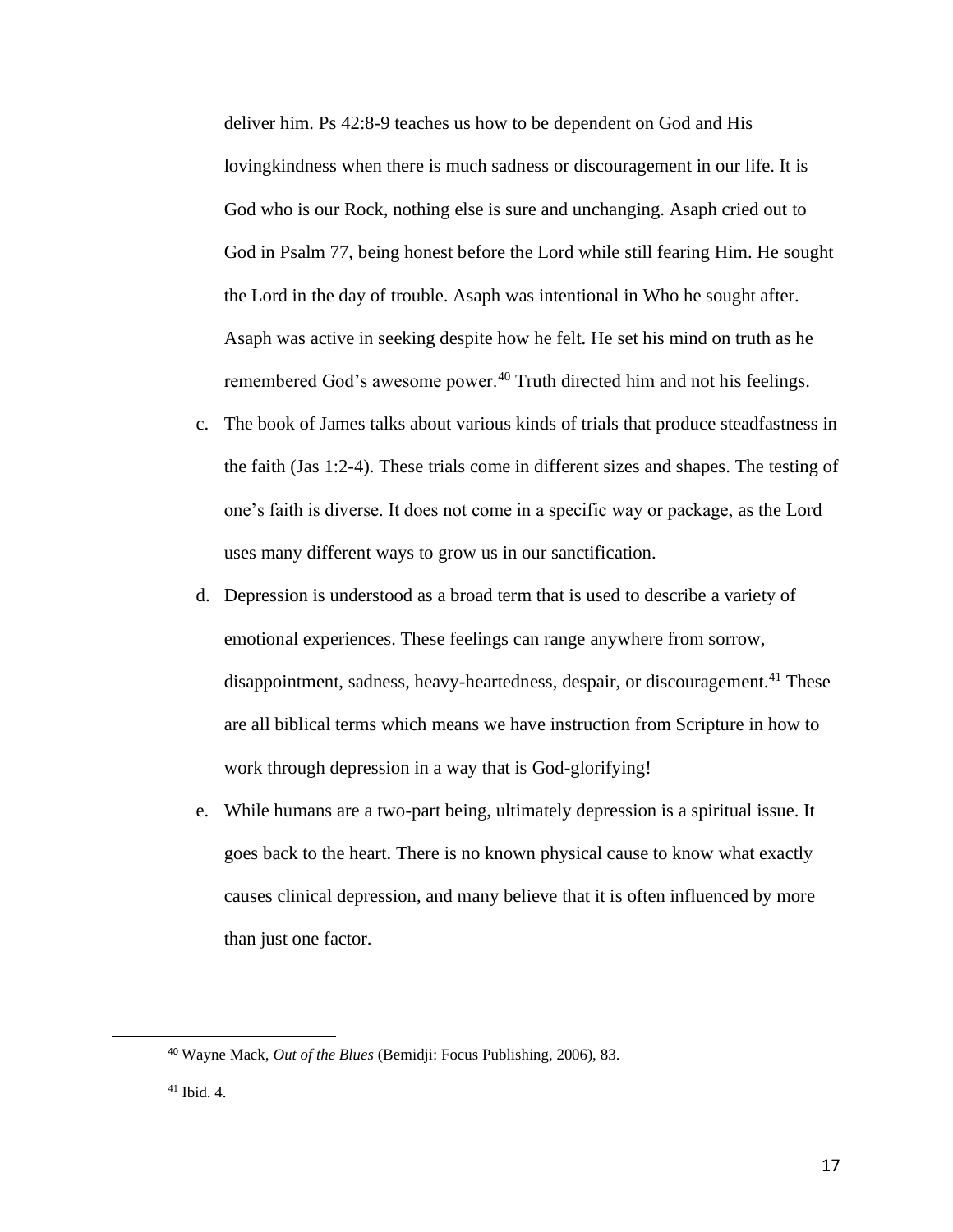deliver him. Ps 42:8-9 teaches us how to be dependent on God and His lovingkindness when there is much sadness or discouragement in our life. It is God who is our Rock, nothing else is sure and unchanging. Asaph cried out to God in Psalm 77, being honest before the Lord while still fearing Him. He sought the Lord in the day of trouble. Asaph was intentional in Who he sought after. Asaph was active in seeking despite how he felt. He set his mind on truth as he remembered God's awesome power.[40] Truth directed him and not his feelings.

c. The book of James talks about various kinds of trials that produce steadfastness in the faith (Jas 1:2-4). These trials come in different sizes and shapes. The testing of one's faith is diverse. It does not come in a specific way or package, as the Lord uses many different ways to grow us in our sanctification.

d. Depression is understood as a broad term that is used to describe a variety of emotional experiences. These feelings can range anywhere from sorrow, disappointment, sadness, heavy-heartedness, despair, or discouragement.[41] These are all biblical terms which means we have instruction from Scripture in how to work through depression in a way that is God-glorifying!

e. While humans are a two-part being, ultimately depression is a spiritual issue. It goes back to the heart. There is no known physical cause to know what exactly causes clinical depression, and many believe that it is often influenced by more than just one factor.

---

[40] Wayne Mack, *Out of the Blues* (Bemidji: Focus Publishing, 2006), 83.

[41] Ibid. 4.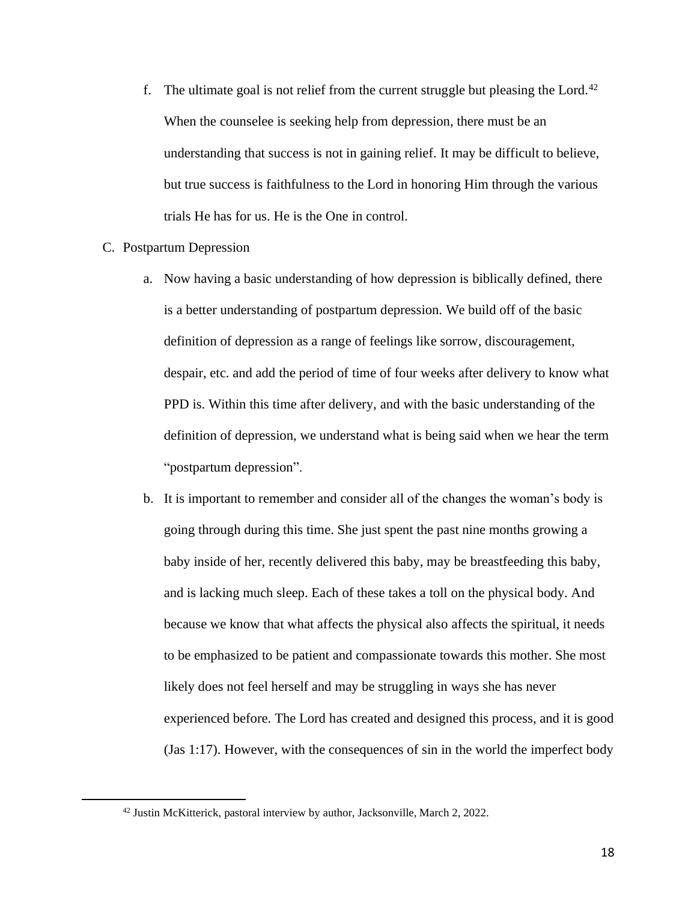f. The ultimate goal is not relief from the current struggle but pleasing the Lord.[42] When the counselee is seeking help from depression, there must be an understanding that success is not in gaining relief. It may be difficult to believe, but true success is faithfulness to the Lord in honoring Him through the various trials He has for us. He is the One in control.

C. Postpartum Depression

a. Now having a basic understanding of how depression is biblically defined, there is a better understanding of postpartum depression. We build off of the basic definition of depression as a range of feelings like sorrow, discouragement, despair, etc. and add the period of time of four weeks after delivery to know what PPD is. Within this time after delivery, and with the basic understanding of the definition of depression, we understand what is being said when we hear the term "postpartum depression".

b. It is important to remember and consider all of the changes the woman's body is going through during this time. She just spent the past nine months growing a baby inside of her, recently delivered this baby, may be breastfeeding this baby, and is lacking much sleep. Each of these takes a toll on the physical body. And because we know that what affects the physical also affects the spiritual, it needs to be emphasized to be patient and compassionate towards this mother. She most likely does not feel herself and may be struggling in ways she has never experienced before. The Lord has created and designed this process, and it is good (Jas 1:17). However, with the consequences of sin in the world the imperfect body

[42] Justin McKitterick, pastoral interview by author, Jacksonville, March 2, 2022.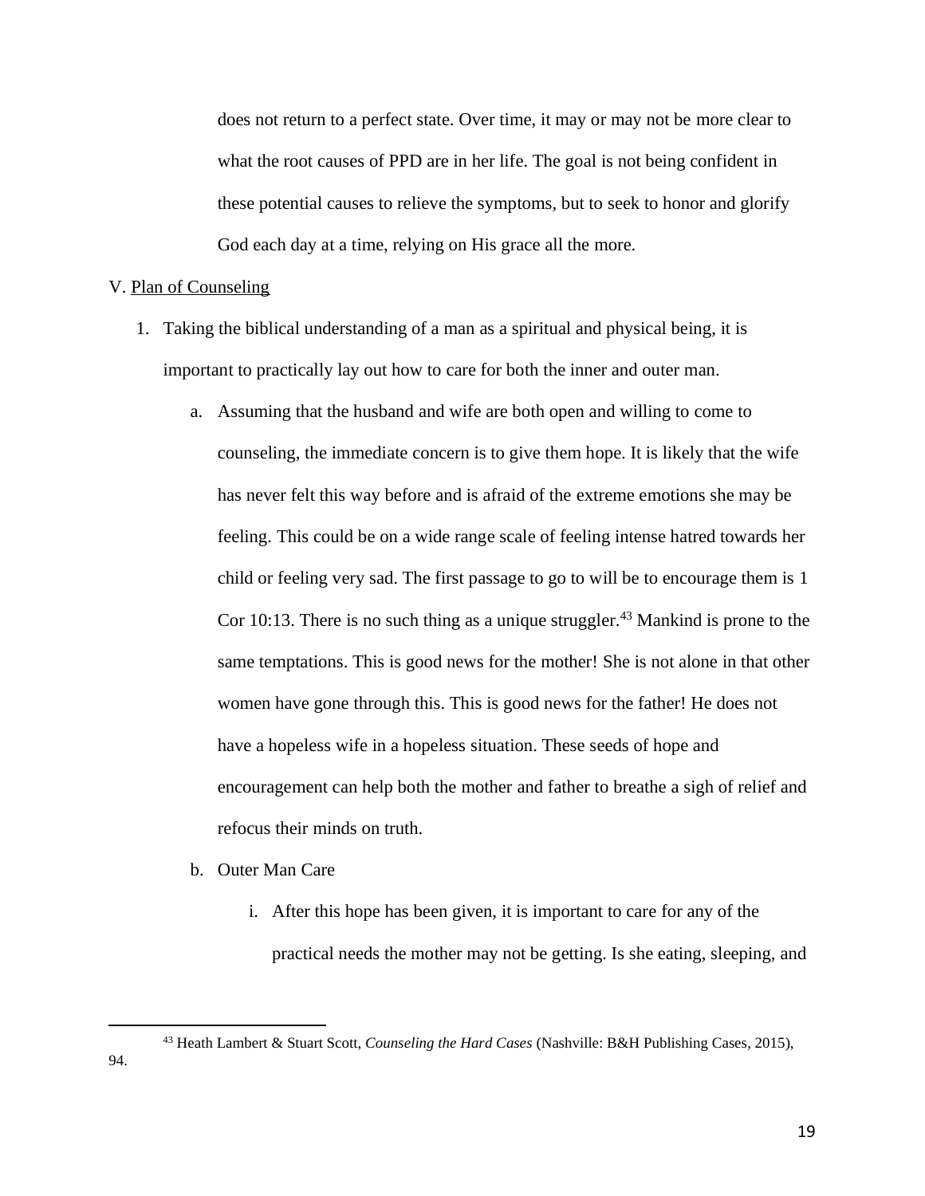does not return to a perfect state. Over time, it may or may not be more clear to what the root causes of PPD are in her life. The goal is not being confident in these potential causes to relieve the symptoms, but to seek to honor and glorify God each day at a time, relying on His grace all the more.

V. Plan of Counseling

1. Taking the biblical understanding of a man as a spiritual and physical being, it is important to practically lay out how to care for both the inner and outer man.
   a. Assuming that the husband and wife are both open and willing to come to counseling, the immediate concern is to give them hope. It is likely that the wife has never felt this way before and is afraid of the extreme emotions she may be feeling. This could be on a wide range scale of feeling intense hatred towards her child or feeling very sad. The first passage to go to will be to encourage them is 1 Cor 10:13. There is no such thing as a unique struggler.[43] Mankind is prone to the same temptations. This is good news for the mother! She is not alone in that other women have gone through this. This is good news for the father! He does not have a hopeless wife in a hopeless situation. These seeds of hope and encouragement can help both the mother and father to breathe a sigh of relief and refocus their minds on truth.
   b. Outer Man Care
      i. After this hope has been given, it is important to care for any of the practical needs the mother may not be getting. Is she eating, sleeping, and

---

[43] Heath Lambert & Stuart Scott, *Counseling the Hard Cases* (Nashville: B&H Publishing Cases, 2015), 94.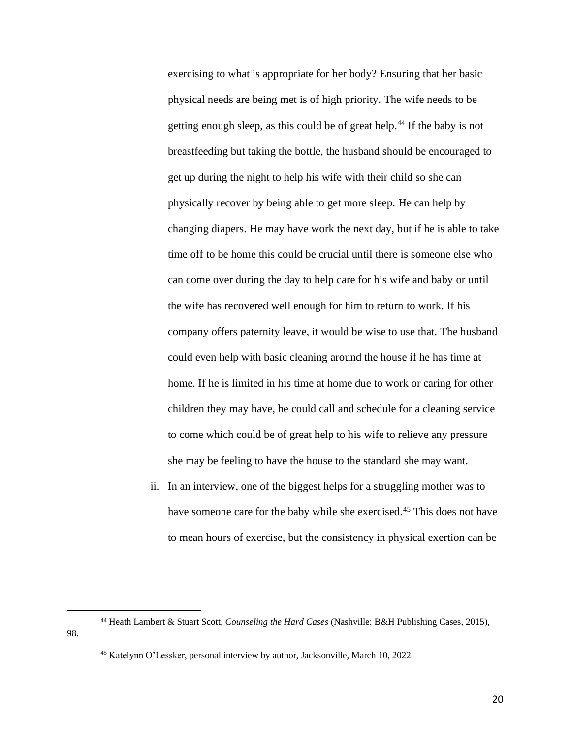exercising to what is appropriate for her body? Ensuring that her basic physical needs are being met is of high priority. The wife needs to be getting enough sleep, as this could be of great help.[44] If the baby is not breastfeeding but taking the bottle, the husband should be encouraged to get up during the night to help his wife with their child so she can physically recover by being able to get more sleep. He can help by changing diapers. He may have work the next day, but if he is able to take time off to be home this could be crucial until there is someone else who can come over during the day to help care for his wife and baby or until the wife has recovered well enough for him to return to work. If his company offers paternity leave, it would be wise to use that. The husband could even help with basic cleaning around the house if he has time at home. If he is limited in his time at home due to work or caring for other children they may have, he could call and schedule for a cleaning service to come which could be of great help to his wife to relieve any pressure she may be feeling to have the house to the standard she may want.

ii. In an interview, one of the biggest helps for a struggling mother was to have someone care for the baby while she exercised.[45] This does not have to mean hours of exercise, but the consistency in physical exertion can be

---

[44] Heath Lambert & Stuart Scott, *Counseling the Hard Cases* (Nashville: B&H Publishing Cases, 2015), 98.

[45] Katelynn O'Lessker, personal interview by author, Jacksonville, March 10, 2022.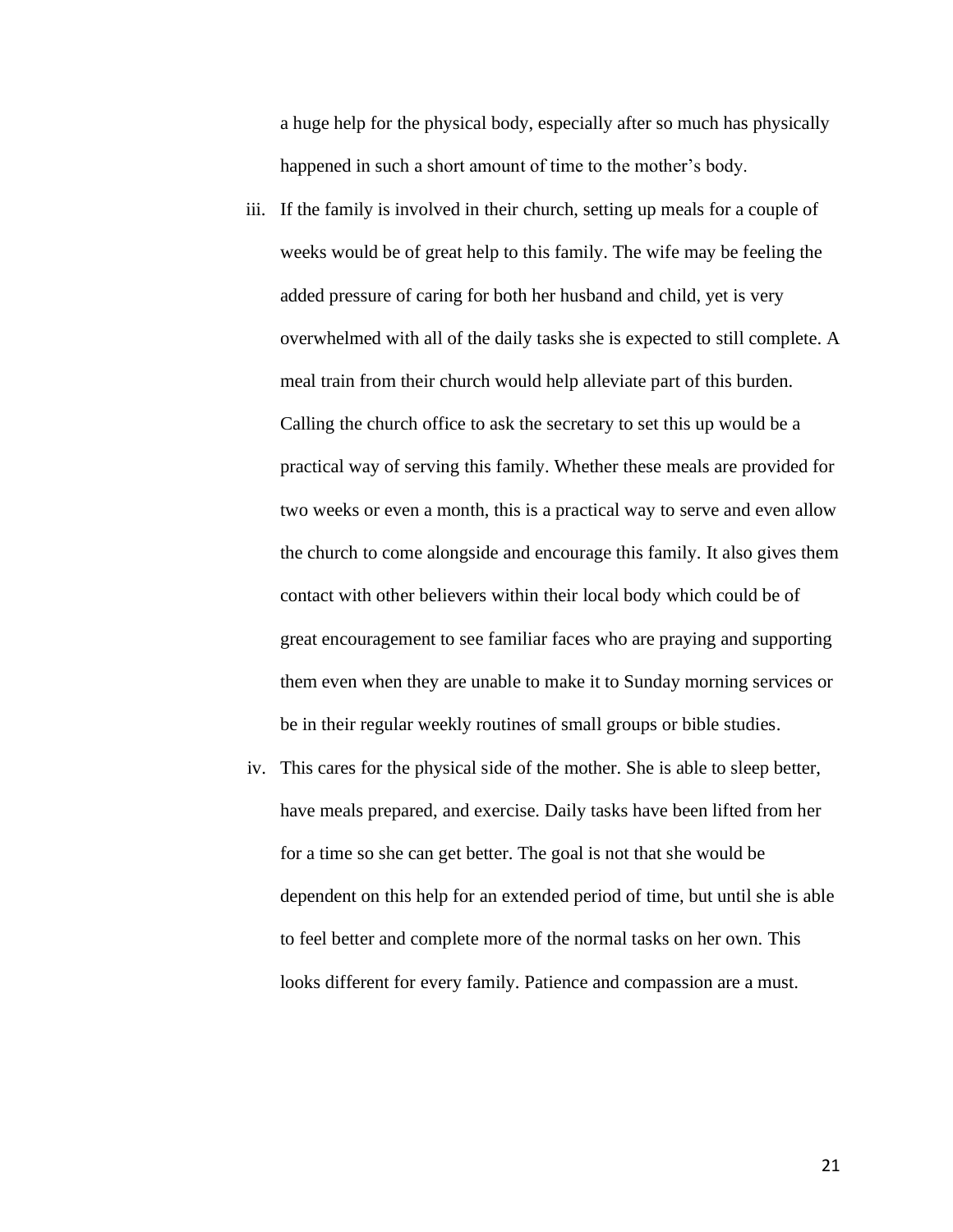a huge help for the physical body, especially after so much has physically happened in such a short amount of time to the mother's body.

iii. If the family is involved in their church, setting up meals for a couple of weeks would be of great help to this family. The wife may be feeling the added pressure of caring for both her husband and child, yet is very overwhelmed with all of the daily tasks she is expected to still complete. A meal train from their church would help alleviate part of this burden. Calling the church office to ask the secretary to set this up would be a practical way of serving this family. Whether these meals are provided for two weeks or even a month, this is a practical way to serve and even allow the church to come alongside and encourage this family. It also gives them contact with other believers within their local body which could be of great encouragement to see familiar faces who are praying and supporting them even when they are unable to make it to Sunday morning services or be in their regular weekly routines of small groups or bible studies.

iv. This cares for the physical side of the mother. She is able to sleep better, have meals prepared, and exercise. Daily tasks have been lifted from her for a time so she can get better. The goal is not that she would be dependent on this help for an extended period of time, but until she is able to feel better and complete more of the normal tasks on her own. This looks different for every family. Patience and compassion are a must.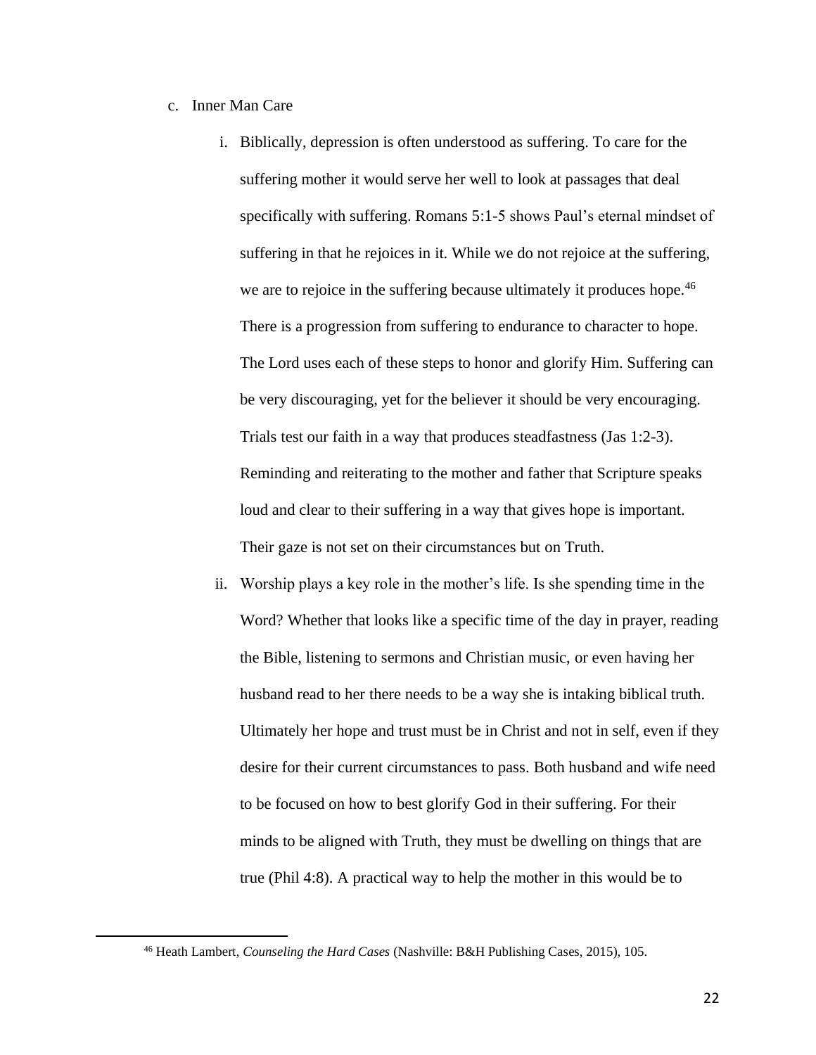c. Inner Man Care

   i. Biblically, depression is often understood as suffering. To care for the suffering mother it would serve her well to look at passages that deal specifically with suffering. Romans 5:1-5 shows Paul's eternal mindset of suffering in that he rejoices in it. While we do not rejoice at the suffering, we are to rejoice in the suffering because ultimately it produces hope.[46] There is a progression from suffering to endurance to character to hope. The Lord uses each of these steps to honor and glorify Him. Suffering can be very discouraging, yet for the believer it should be very encouraging. Trials test our faith in a way that produces steadfastness (Jas 1:2-3). Reminding and reiterating to the mother and father that Scripture speaks loud and clear to their suffering in a way that gives hope is important. Their gaze is not set on their circumstances but on Truth.

   ii. Worship plays a key role in the mother's life. Is she spending time in the Word? Whether that looks like a specific time of the day in prayer, reading the Bible, listening to sermons and Christian music, or even having her husband read to her there needs to be a way she is intaking biblical truth. Ultimately her hope and trust must be in Christ and not in self, even if they desire for their current circumstances to pass. Both husband and wife need to be focused on how to best glorify God in their suffering. For their minds to be aligned with Truth, they must be dwelling on things that are true (Phil 4:8). A practical way to help the mother in this would be to

---

[46] Heath Lambert, *Counseling the Hard Cases* (Nashville: B&H Publishing Cases, 2015), 105.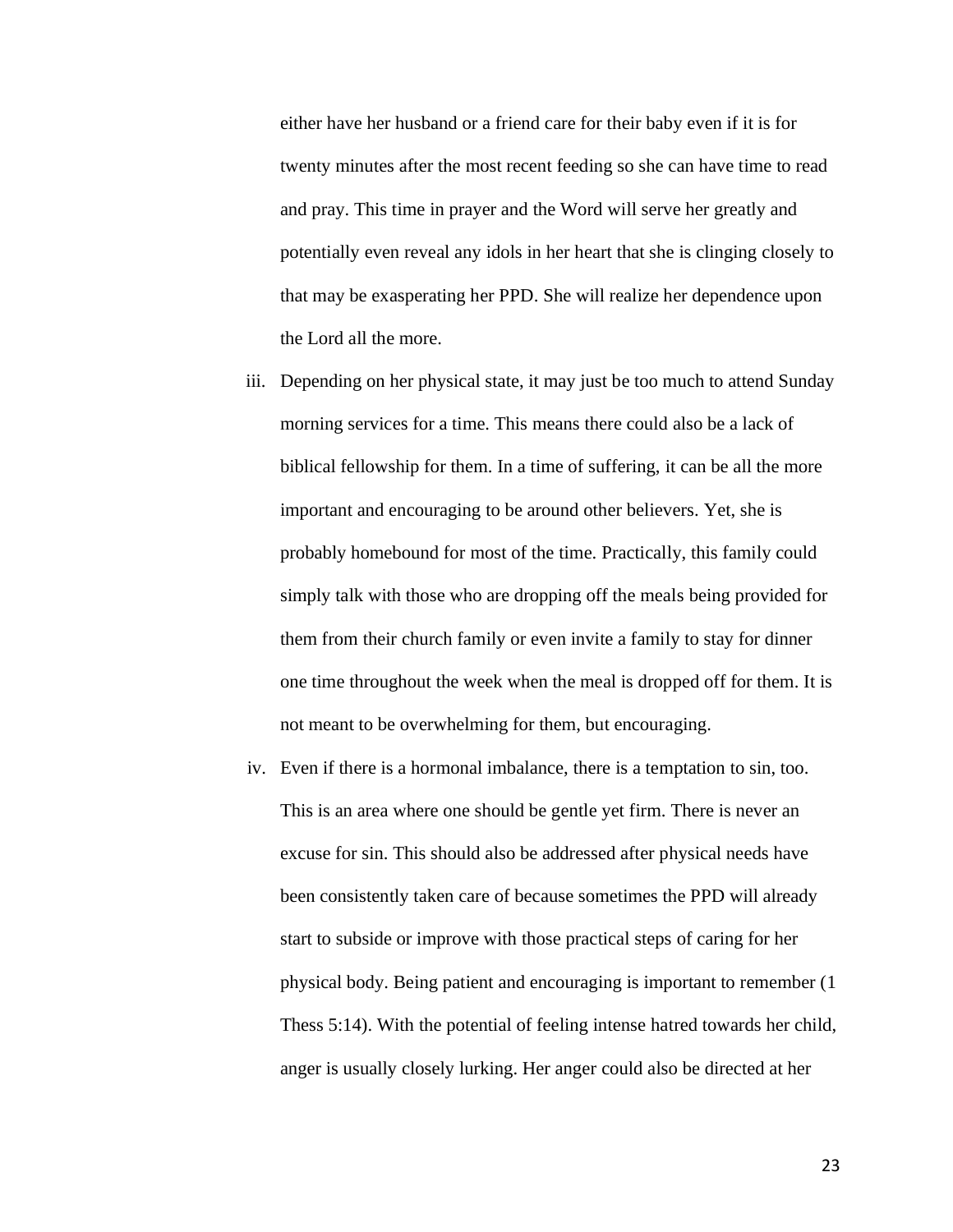either have her husband or a friend care for their baby even if it is for twenty minutes after the most recent feeding so she can have time to read and pray. This time in prayer and the Word will serve her greatly and potentially even reveal any idols in her heart that she is clinging closely to that may be exasperating her PPD. She will realize her dependence upon the Lord all the more.

iii. Depending on her physical state, it may just be too much to attend Sunday morning services for a time. This means there could also be a lack of biblical fellowship for them. In a time of suffering, it can be all the more important and encouraging to be around other believers. Yet, she is probably homebound for most of the time. Practically, this family could simply talk with those who are dropping off the meals being provided for them from their church family or even invite a family to stay for dinner one time throughout the week when the meal is dropped off for them. It is not meant to be overwhelming for them, but encouraging.

iv. Even if there is a hormonal imbalance, there is a temptation to sin, too. This is an area where one should be gentle yet firm. There is never an excuse for sin. This should also be addressed after physical needs have been consistently taken care of because sometimes the PPD will already start to subside or improve with those practical steps of caring for her physical body. Being patient and encouraging is important to remember (1 Thess 5:14). With the potential of feeling intense hatred towards her child, anger is usually closely lurking. Her anger could also be directed at her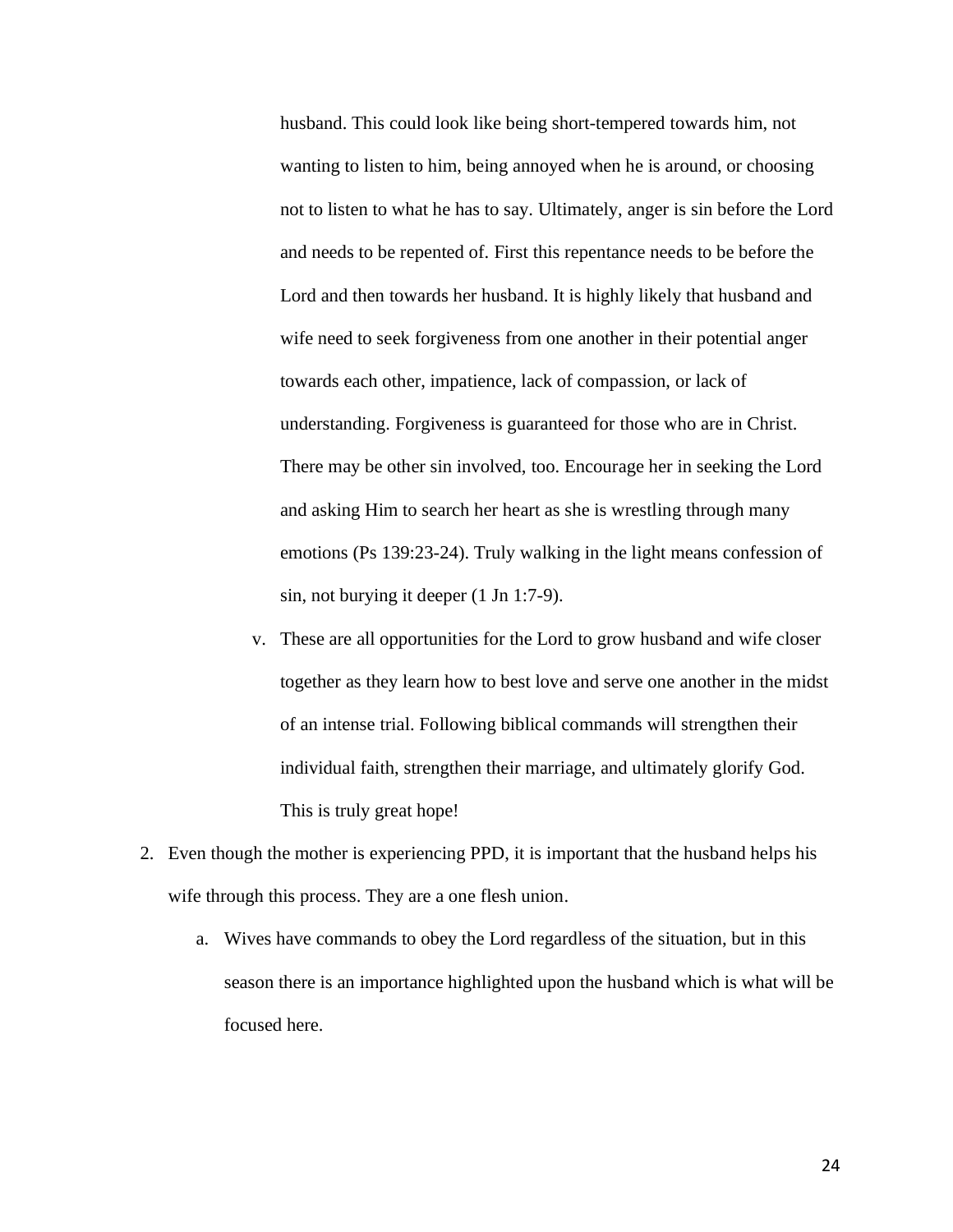husband. This could look like being short-tempered towards him, not wanting to listen to him, being annoyed when he is around, or choosing not to listen to what he has to say. Ultimately, anger is sin before the Lord and needs to be repented of. First this repentance needs to be before the Lord and then towards her husband. It is highly likely that husband and wife need to seek forgiveness from one another in their potential anger towards each other, impatience, lack of compassion, or lack of understanding. Forgiveness is guaranteed for those who are in Christ. There may be other sin involved, too. Encourage her in seeking the Lord and asking Him to search her heart as she is wrestling through many emotions (Ps 139:23-24). Truly walking in the light means confession of sin, not burying it deeper (1 Jn 1:7-9).

v. These are all opportunities for the Lord to grow husband and wife closer together as they learn how to best love and serve one another in the midst of an intense trial. Following biblical commands will strengthen their individual faith, strengthen their marriage, and ultimately glorify God. This is truly great hope!

2. Even though the mother is experiencing PPD, it is important that the husband helps his wife through this process. They are a one flesh union.

   a. Wives have commands to obey the Lord regardless of the situation, but in this season there is an importance highlighted upon the husband which is what will be focused here.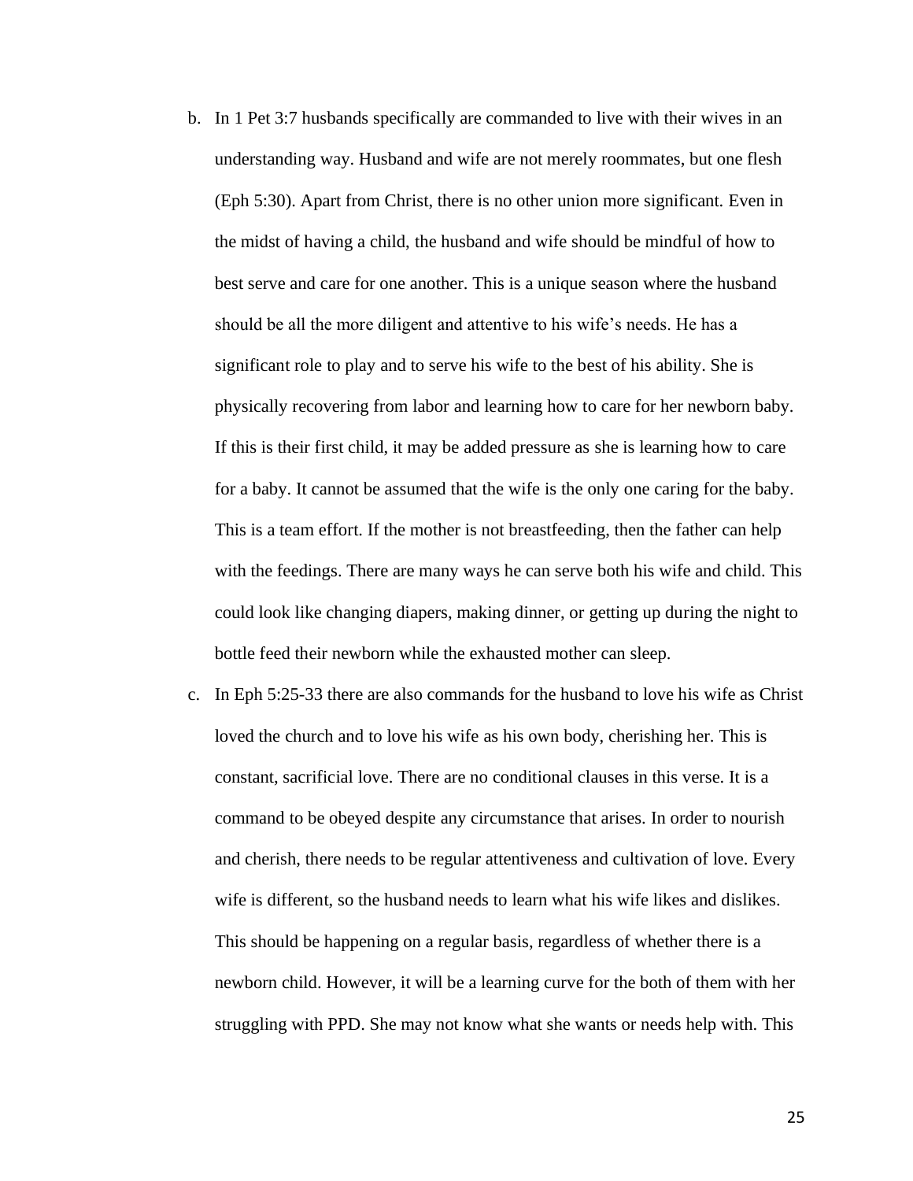b. In 1 Pet 3:7 husbands specifically are commanded to live with their wives in an understanding way. Husband and wife are not merely roommates, but one flesh (Eph 5:30). Apart from Christ, there is no other union more significant. Even in the midst of having a child, the husband and wife should be mindful of how to best serve and care for one another. This is a unique season where the husband should be all the more diligent and attentive to his wife's needs. He has a significant role to play and to serve his wife to the best of his ability. She is physically recovering from labor and learning how to care for her newborn baby. If this is their first child, it may be added pressure as she is learning how to care for a baby. It cannot be assumed that the wife is the only one caring for the baby. This is a team effort. If the mother is not breastfeeding, then the father can help with the feedings. There are many ways he can serve both his wife and child. This could look like changing diapers, making dinner, or getting up during the night to bottle feed their newborn while the exhausted mother can sleep.

c. In Eph 5:25-33 there are also commands for the husband to love his wife as Christ loved the church and to love his wife as his own body, cherishing her. This is constant, sacrificial love. There are no conditional clauses in this verse. It is a command to be obeyed despite any circumstance that arises. In order to nourish and cherish, there needs to be regular attentiveness and cultivation of love. Every wife is different, so the husband needs to learn what his wife likes and dislikes. This should be happening on a regular basis, regardless of whether there is a newborn child. However, it will be a learning curve for the both of them with her struggling with PPD. She may not know what she wants or needs help with. This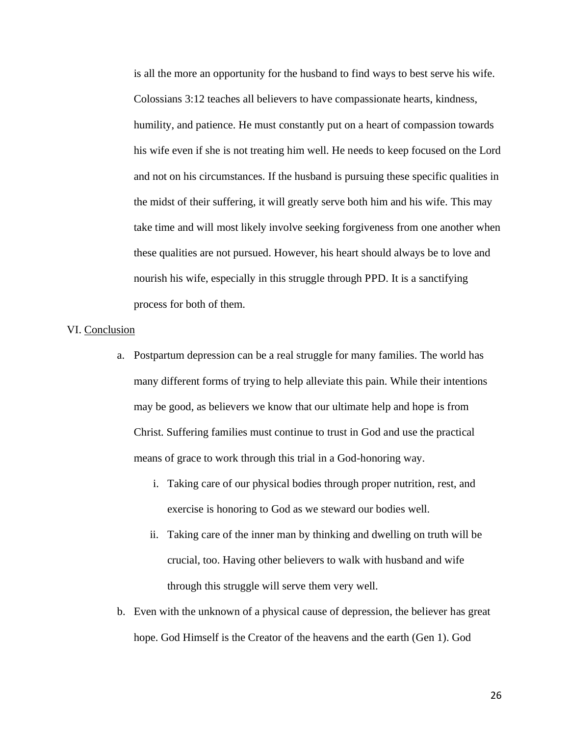is all the more an opportunity for the husband to find ways to best serve his wife. Colossians 3:12 teaches all believers to have compassionate hearts, kindness, humility, and patience. He must constantly put on a heart of compassion towards his wife even if she is not treating him well. He needs to keep focused on the Lord and not on his circumstances. If the husband is pursuing these specific qualities in the midst of their suffering, it will greatly serve both him and his wife. This may take time and will most likely involve seeking forgiveness from one another when these qualities are not pursued. However, his heart should always be to love and nourish his wife, especially in this struggle through PPD. It is a sanctifying process for both of them.

VI. <u>Conclusion</u>

a. Postpartum depression can be a real struggle for many families. The world has many different forms of trying to help alleviate this pain. While their intentions may be good, as believers we know that our ultimate help and hope is from Christ. Suffering families must continue to trust in God and use the practical means of grace to work through this trial in a God-honoring way.

   i. Taking care of our physical bodies through proper nutrition, rest, and exercise is honoring to God as we steward our bodies well.

   ii. Taking care of the inner man by thinking and dwelling on truth will be crucial, too. Having other believers to walk with husband and wife through this struggle will serve them very well.

b. Even with the unknown of a physical cause of depression, the believer has great hope. God Himself is the Creator of the heavens and the earth (Gen 1). God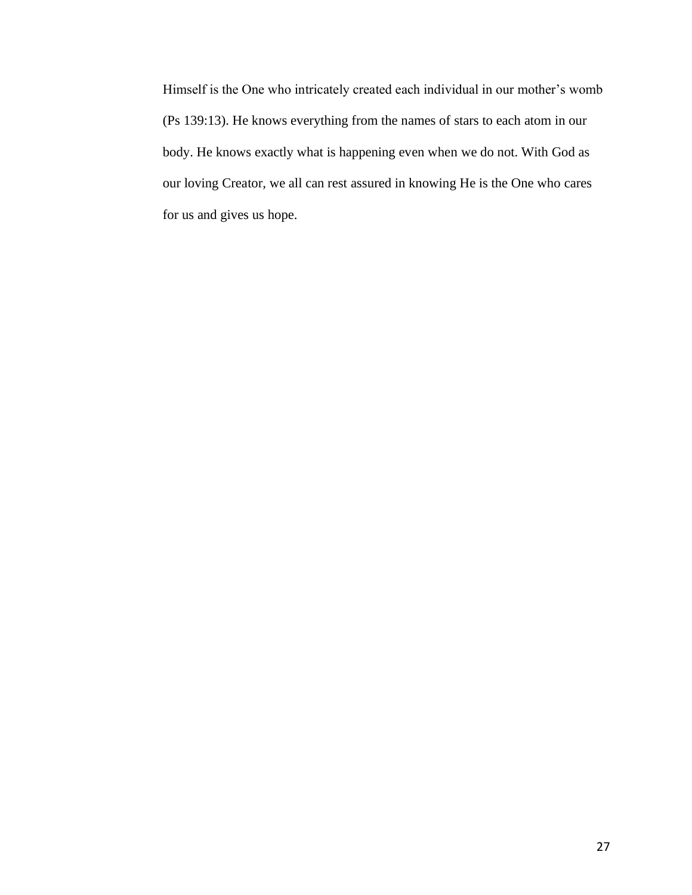Himself is the One who intricately created each individual in our mother's womb (Ps 139:13). He knows everything from the names of stars to each atom in our body. He knows exactly what is happening even when we do not. With God as our loving Creator, we all can rest assured in knowing He is the One who cares for us and gives us hope.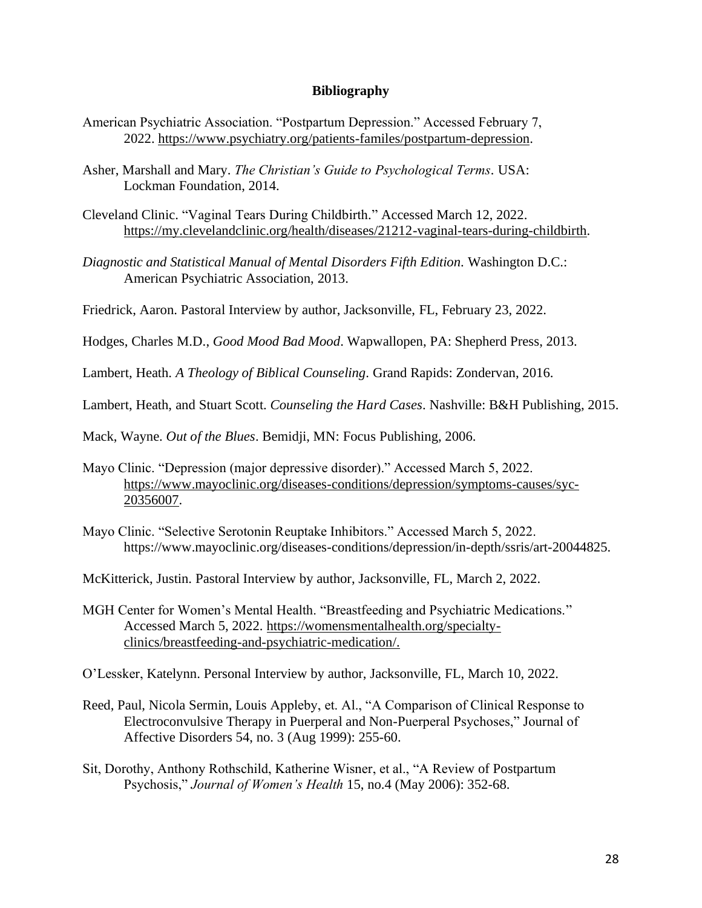## Bibliography

American Psychiatric Association. "Postpartum Depression." Accessed February 7, 2022. https://www.psychiatry.org/patients-familes/postpartum-depression.

Asher, Marshall and Mary. *The Christian's Guide to Psychological Terms*. USA: Lockman Foundation, 2014.

Cleveland Clinic. "Vaginal Tears During Childbirth." Accessed March 12, 2022. https://my.clevelandclinic.org/health/diseases/21212-vaginal-tears-during-childbirth.

*Diagnostic and Statistical Manual of Mental Disorders Fifth Edition*. Washington D.C.: American Psychiatric Association, 2013.

Friedrick, Aaron. Pastoral Interview by author, Jacksonville, FL, February 23, 2022.

Hodges, Charles M.D., *Good Mood Bad Mood*. Wapwallopen, PA: Shepherd Press, 2013.

Lambert, Heath. *A Theology of Biblical Counseling*. Grand Rapids: Zondervan, 2016.

Lambert, Heath, and Stuart Scott. *Counseling the Hard Cases*. Nashville: B&H Publishing, 2015.

Mack, Wayne. *Out of the Blues*. Bemidji, MN: Focus Publishing, 2006.

Mayo Clinic. "Depression (major depressive disorder)." Accessed March 5, 2022. https://www.mayoclinic.org/diseases-conditions/depression/symptoms-causes/syc-20356007.

Mayo Clinic. "Selective Serotonin Reuptake Inhibitors." Accessed March 5, 2022. https://www.mayoclinic.org/diseases-conditions/depression/in-depth/ssris/art-20044825.

McKitterick, Justin. Pastoral Interview by author, Jacksonville, FL, March 2, 2022.

MGH Center for Women's Mental Health. "Breastfeeding and Psychiatric Medications." Accessed March 5, 2022. https://womensmentalhealth.org/specialty-clinics/breastfeeding-and-psychiatric-medication/.

O'Lessker, Katelynn. Personal Interview by author, Jacksonville, FL, March 10, 2022.

Reed, Paul, Nicola Sermin, Louis Appleby, et. Al., "A Comparison of Clinical Response to Electroconvulsive Therapy in Puerperal and Non-Puerperal Psychoses," Journal of Affective Disorders 54, no. 3 (Aug 1999): 255-60.

Sit, Dorothy, Anthony Rothschild, Katherine Wisner, et al., "A Review of Postpartum Psychosis," *Journal of Women's Health* 15, no.4 (May 2006): 352-68.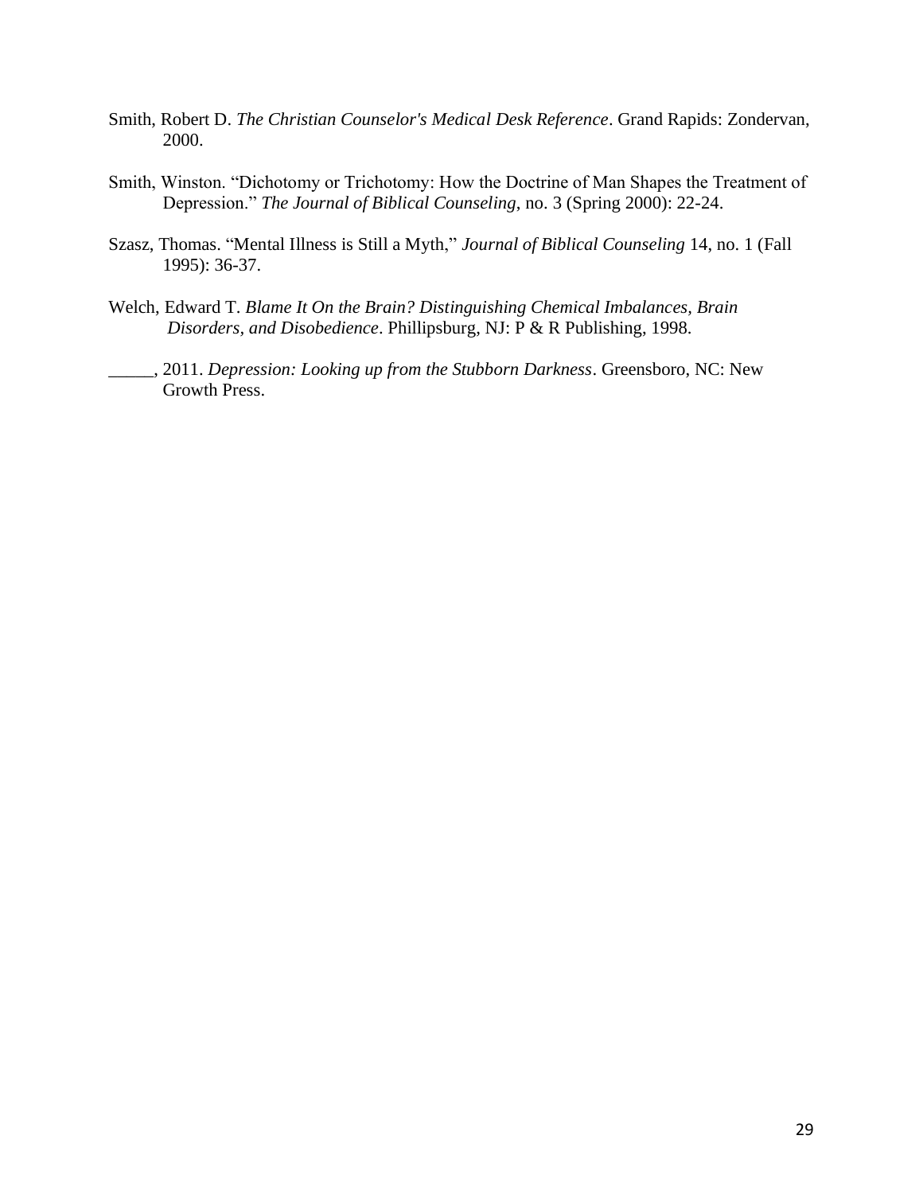Smith, Robert D. *The Christian Counselor's Medical Desk Reference*. Grand Rapids: Zondervan, 2000.

Smith, Winston. "Dichotomy or Trichotomy: How the Doctrine of Man Shapes the Treatment of Depression." *The Journal of Biblical Counseling*, no. 3 (Spring 2000): 22-24.

Szasz, Thomas. "Mental Illness is Still a Myth," *Journal of Biblical Counseling* 14, no. 1 (Fall 1995): 36-37.

Welch, Edward T. *Blame It On the Brain? Distinguishing Chemical Imbalances, Brain Disorders, and Disobedience*. Phillipsburg, NJ: P & R Publishing, 1998.

_____, 2011. *Depression: Looking up from the Stubborn Darkness*. Greensboro, NC: New Growth Press.